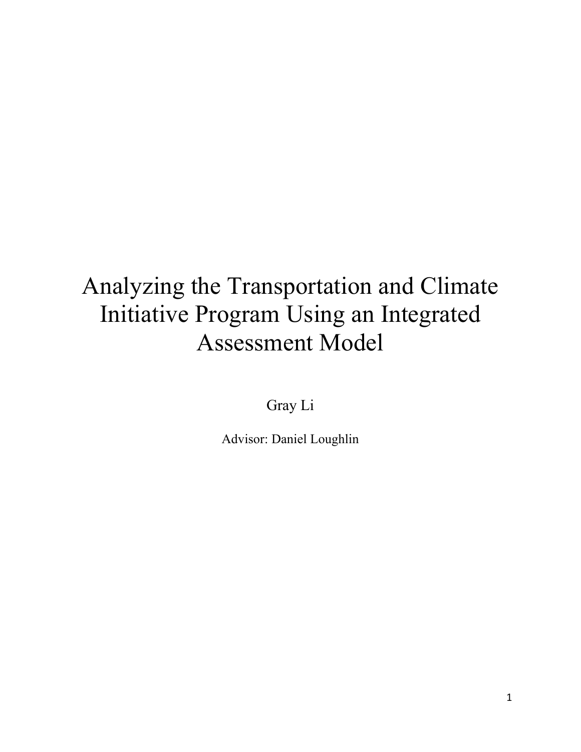# Analyzing the Transportation and Climate Initiative Program Using an Integrated Assessment Model

Gray Li

Advisor: Daniel Loughlin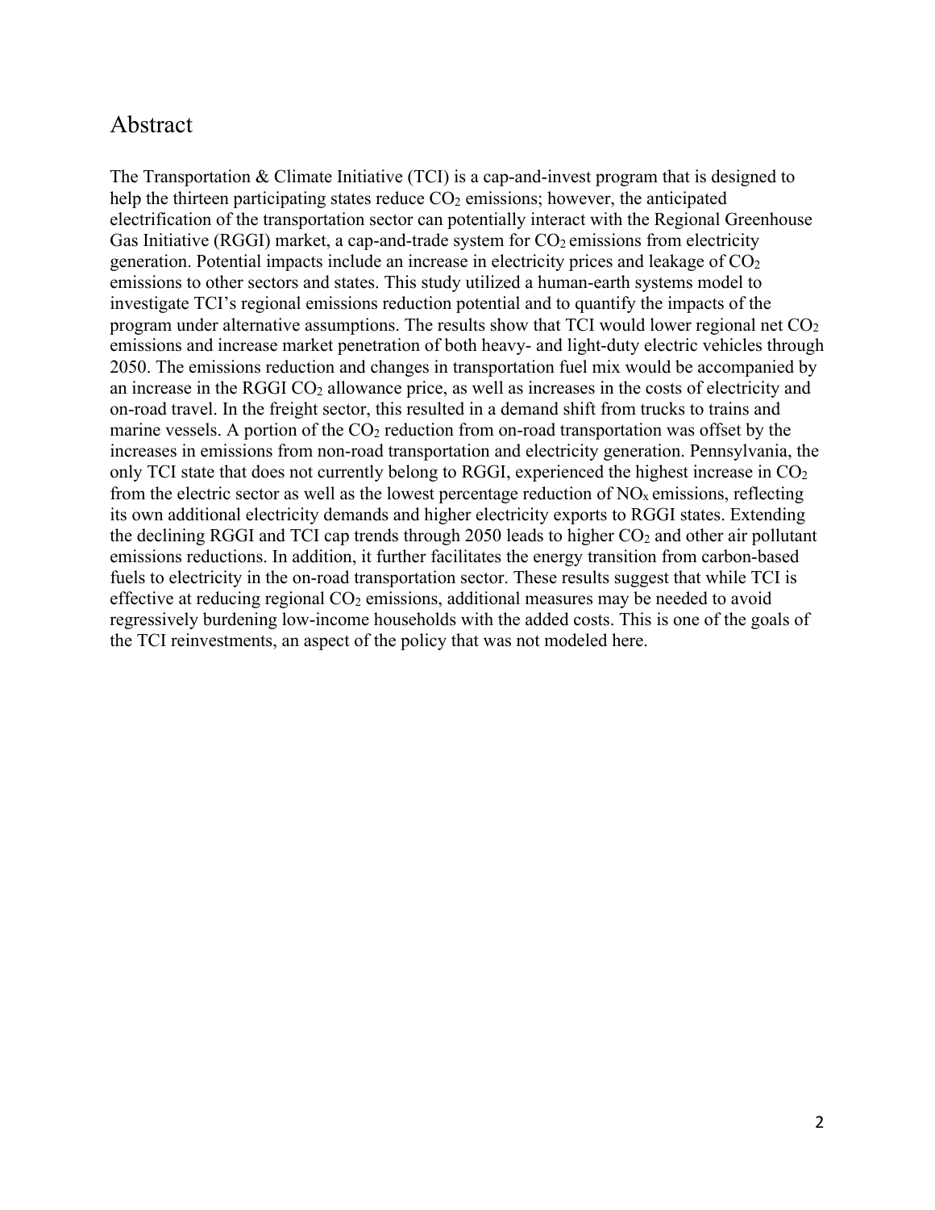# Abstract

The Transportation & Climate Initiative (TCI) is a cap-and-invest program that is designed to help the thirteen participating states reduce $CO_2$ emissions; however, the anticipated electrification of the transportation sector can potentially interact with the Regional Greenhouse Gas Initiative (RGGI) market, a cap-and-trade system for $CO_2$ emissions from electricity generation. Potential impacts include an increase in electricity prices and leakage of $CO_2$ emissions to other sectors and states. This study utilized a human-earth systems model to investigate TCI's regional emissions reduction potential and to quantify the impacts of the program under alternative assumptions. The results show that TCI would lower regional net $CO_2$ emissions and increase market penetration of both heavy- and light-duty electric vehicles through 2050. The emissions reduction and changes in transportation fuel mix would be accompanied by an increase in the RGGI $CO_2$ allowance price, as well as increases in the costs of electricity and on-road travel. In the freight sector, this resulted in a demand shift from trucks to trains and marine vessels. A portion of the $CO_2$ reduction from on-road transportation was offset by the increases in emissions from non-road transportation and electricity generation. Pennsylvania, the only TCI state that does not currently belong to RGGI, experienced the highest increase in $CO_2$ from the electric sector as well as the lowest percentage reduction of $NO_x$ emissions, reflecting its own additional electricity demands and higher electricity exports to RGGI states. Extending the declining RGGI and TCI cap trends through 2050 leads to higher $CO_2$ and other air pollutant emissions reductions. In addition, it further facilitates the energy transition from carbon-based fuels to electricity in the on-road transportation sector. These results suggest that while TCI is effective at reducing regional $CO_2$ emissions, additional measures may be needed to avoid regressively burdening low-income households with the added costs. This is one of the goals of the TCI reinvestments, an aspect of the policy that was not modeled here.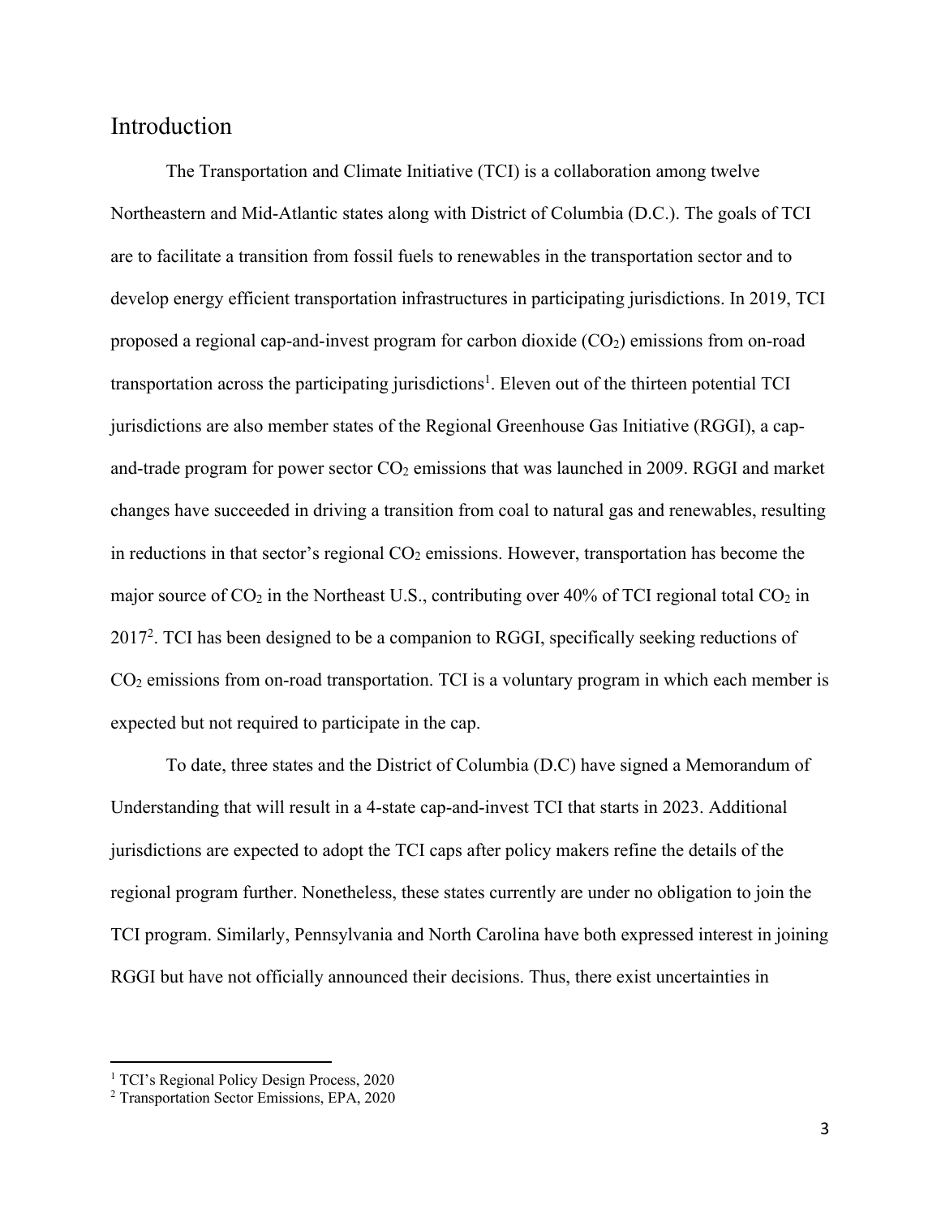## Introduction

The Transportation and Climate Initiative (TCI) is a collaboration among twelve Northeastern and Mid-Atlantic states along with District of Columbia (D.C.). The goals of TCI are to facilitate a transition from fossil fuels to renewables in the transportation sector and to develop energy efficient transportation infrastructures in participating jurisdictions. In 2019, TCI proposed a regional cap-and-invest program for carbon dioxide ($CO_2$) emissions from on-road transportation across the participating jurisdictions[1]. Eleven out of the thirteen potential TCI jurisdictions are also member states of the Regional Greenhouse Gas Initiative (RGGI), a cap-and-trade program for power sector $CO_2$ emissions that was launched in 2009. RGGI and market changes have succeeded in driving a transition from coal to natural gas and renewables, resulting in reductions in that sector's regional $CO_2$ emissions. However, transportation has become the major source of $CO_2$ in the Northeast U.S., contributing over 40% of TCI regional total $CO_2$ in 2017[2]. TCI has been designed to be a companion to RGGI, specifically seeking reductions of $CO_2$ emissions from on-road transportation. TCI is a voluntary program in which each member is expected but not required to participate in the cap.

To date, three states and the District of Columbia (D.C) have signed a Memorandum of Understanding that will result in a 4-state cap-and-invest TCI that starts in 2023. Additional jurisdictions are expected to adopt the TCI caps after policy makers refine the details of the regional program further. Nonetheless, these states currently are under no obligation to join the TCI program. Similarly, Pennsylvania and North Carolina have both expressed interest in joining RGGI but have not officially announced their decisions. Thus, there exist uncertainties in

---

[1] TCI's Regional Policy Design Process, 2020

[2] Transportation Sector Emissions, EPA, 2020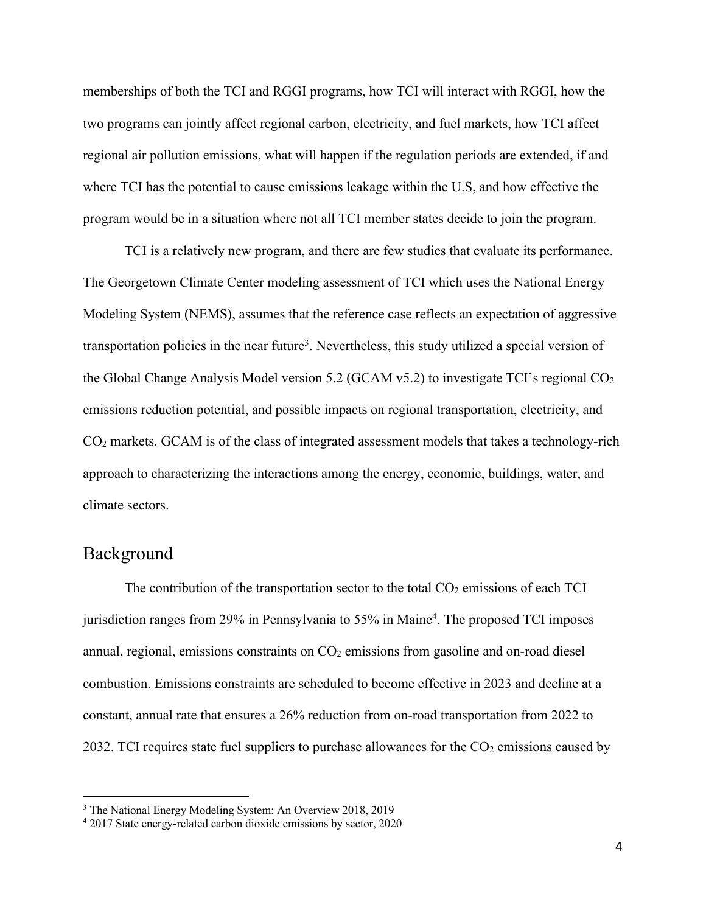memberships of both the TCI and RGGI programs, how TCI will interact with RGGI, how the two programs can jointly affect regional carbon, electricity, and fuel markets, how TCI affect regional air pollution emissions, what will happen if the regulation periods are extended, if and where TCI has the potential to cause emissions leakage within the U.S, and how effective the program would be in a situation where not all TCI member states decide to join the program.

TCI is a relatively new program, and there are few studies that evaluate its performance. The Georgetown Climate Center modeling assessment of TCI which uses the National Energy Modeling System (NEMS), assumes that the reference case reflects an expectation of aggressive transportation policies in the near future[3]. Nevertheless, this study utilized a special version of the Global Change Analysis Model version 5.2 (GCAM v5.2) to investigate TCI's regional $CO_2$ emissions reduction potential, and possible impacts on regional transportation, electricity, and $CO_2$ markets. GCAM is of the class of integrated assessment models that takes a technology-rich approach to characterizing the interactions among the energy, economic, buildings, water, and climate sectors.

## Background

The contribution of the transportation sector to the total $CO_2$ emissions of each TCI jurisdiction ranges from 29% in Pennsylvania to 55% in Maine[4]. The proposed TCI imposes annual, regional, emissions constraints on $CO_2$ emissions from gasoline and on-road diesel combustion. Emissions constraints are scheduled to become effective in 2023 and decline at a constant, annual rate that ensures a 26% reduction from on-road transportation from 2022 to 2032. TCI requires state fuel suppliers to purchase allowances for the $CO_2$ emissions caused by

---

[3] The National Energy Modeling System: An Overview 2018, 2019

[4] 2017 State energy-related carbon dioxide emissions by sector, 2020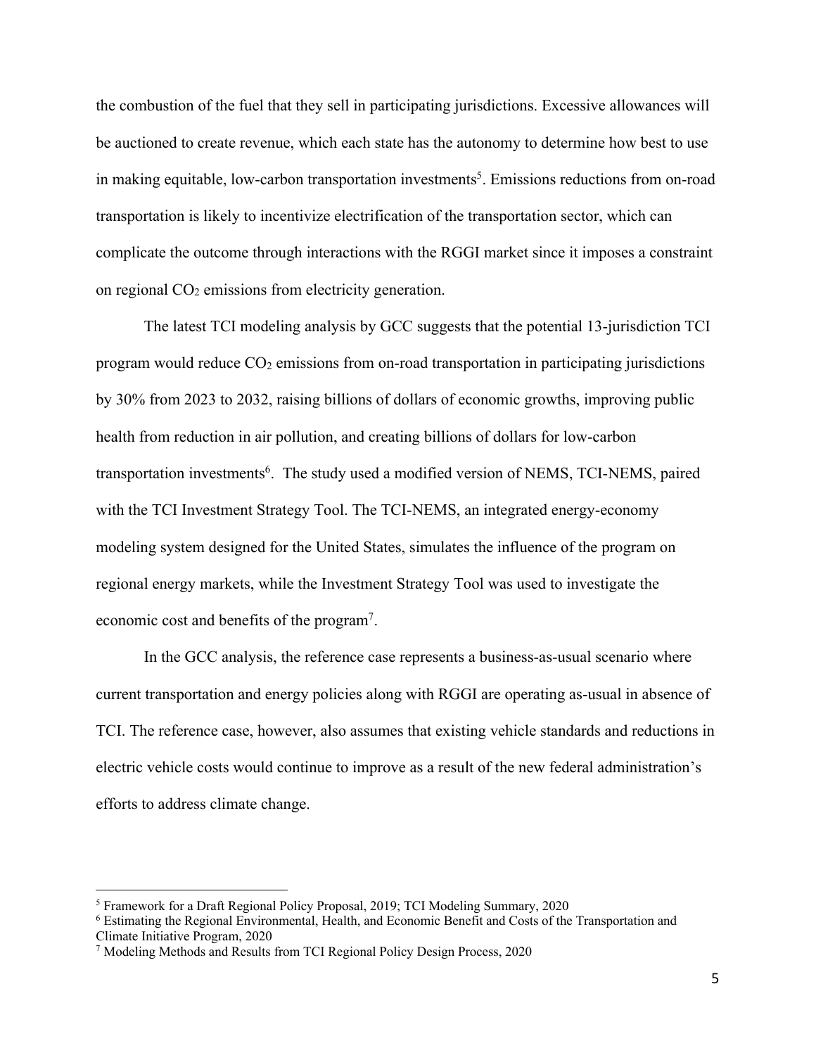the combustion of the fuel that they sell in participating jurisdictions. Excessive allowances will be auctioned to create revenue, which each state has the autonomy to determine how best to use in making equitable, low-carbon transportation investments[5]. Emissions reductions from on-road transportation is likely to incentivize electrification of the transportation sector, which can complicate the outcome through interactions with the RGGI market since it imposes a constraint on regional $CO_2$ emissions from electricity generation.

The latest TCI modeling analysis by GCC suggests that the potential 13-jurisdiction TCI program would reduce $CO_2$ emissions from on-road transportation in participating jurisdictions by 30% from 2023 to 2032, raising billions of dollars of economic growths, improving public health from reduction in air pollution, and creating billions of dollars for low-carbon transportation investments[6]. The study used a modified version of NEMS, TCI-NEMS, paired with the TCI Investment Strategy Tool. The TCI-NEMS, an integrated energy-economy modeling system designed for the United States, simulates the influence of the program on regional energy markets, while the Investment Strategy Tool was used to investigate the economic cost and benefits of the program[7].

In the GCC analysis, the reference case represents a business-as-usual scenario where current transportation and energy policies along with RGGI are operating as-usual in absence of TCI. The reference case, however, also assumes that existing vehicle standards and reductions in electric vehicle costs would continue to improve as a result of the new federal administration's efforts to address climate change.

---

[5] Framework for a Draft Regional Policy Proposal, 2019; TCI Modeling Summary, 2020

[6] Estimating the Regional Environmental, Health, and Economic Benefit and Costs of the Transportation and Climate Initiative Program, 2020

[7] Modeling Methods and Results from TCI Regional Policy Design Process, 2020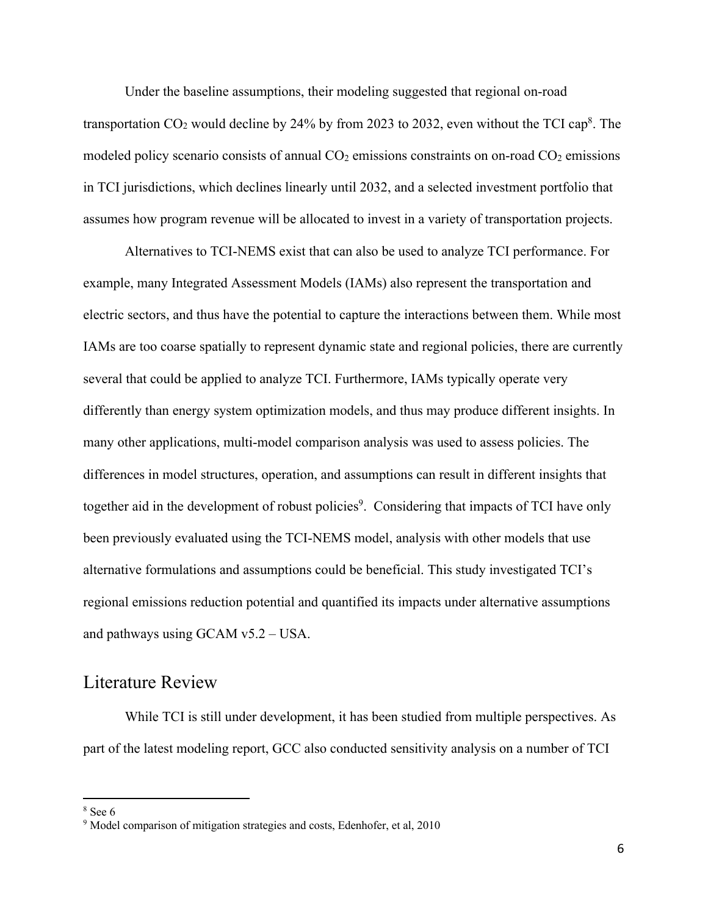Under the baseline assumptions, their modeling suggested that regional on-road transportation $CO_2$ would decline by 24% by from 2023 to 2032, even without the TCI cap[8]. The modeled policy scenario consists of annual $CO_2$ emissions constraints on on-road $CO_2$ emissions in TCI jurisdictions, which declines linearly until 2032, and a selected investment portfolio that assumes how program revenue will be allocated to invest in a variety of transportation projects.

Alternatives to TCI-NEMS exist that can also be used to analyze TCI performance. For example, many Integrated Assessment Models (IAMs) also represent the transportation and electric sectors, and thus have the potential to capture the interactions between them. While most IAMs are too coarse spatially to represent dynamic state and regional policies, there are currently several that could be applied to analyze TCI. Furthermore, IAMs typically operate very differently than energy system optimization models, and thus may produce different insights. In many other applications, multi-model comparison analysis was used to assess policies. The differences in model structures, operation, and assumptions can result in different insights that together aid in the development of robust policies[9]. Considering that impacts of TCI have only been previously evaluated using the TCI-NEMS model, analysis with other models that use alternative formulations and assumptions could be beneficial. This study investigated TCI's regional emissions reduction potential and quantified its impacts under alternative assumptions and pathways using GCAM v5.2 – USA.

## Literature Review

While TCI is still under development, it has been studied from multiple perspectives. As part of the latest modeling report, GCC also conducted sensitivity analysis on a number of TCI

---

[8] See 6

[9] Model comparison of mitigation strategies and costs, Edenhofer, et al, 2010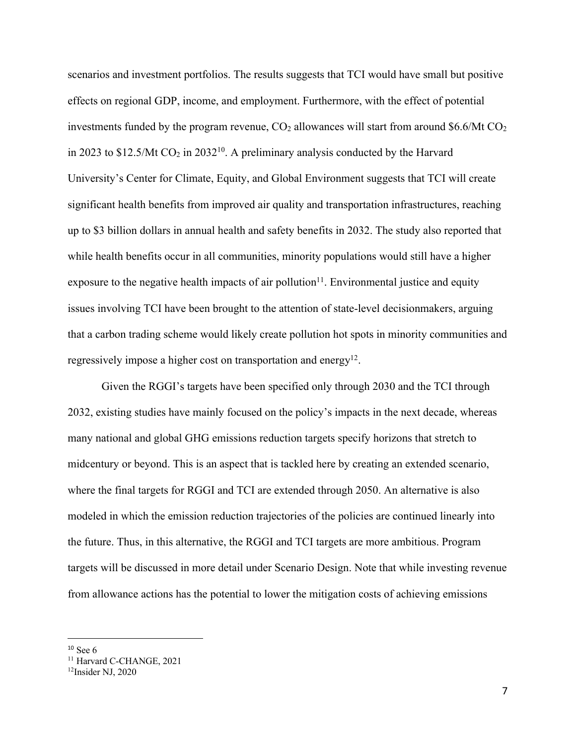scenarios and investment portfolios. The results suggests that TCI would have small but positive effects on regional GDP, income, and employment. Furthermore, with the effect of potential investments funded by the program revenue, $CO_2$ allowances will start from around \$6.6/Mt $CO_2$ in 2023 to \$12.5/Mt $CO_2$ in 2032[10]. A preliminary analysis conducted by the Harvard University's Center for Climate, Equity, and Global Environment suggests that TCI will create significant health benefits from improved air quality and transportation infrastructures, reaching up to \$3 billion dollars in annual health and safety benefits in 2032. The study also reported that while health benefits occur in all communities, minority populations would still have a higher exposure to the negative health impacts of air pollution[11]. Environmental justice and equity issues involving TCI have been brought to the attention of state-level decisionmakers, arguing that a carbon trading scheme would likely create pollution hot spots in minority communities and regressively impose a higher cost on transportation and energy[12].

Given the RGGI's targets have been specified only through 2030 and the TCI through 2032, existing studies have mainly focused on the policy's impacts in the next decade, whereas many national and global GHG emissions reduction targets specify horizons that stretch to midcentury or beyond. This is an aspect that is tackled here by creating an extended scenario, where the final targets for RGGI and TCI are extended through 2050. An alternative is also modeled in which the emission reduction trajectories of the policies are continued linearly into the future. Thus, in this alternative, the RGGI and TCI targets are more ambitious. Program targets will be discussed in more detail under Scenario Design. Note that while investing revenue from allowance actions has the potential to lower the mitigation costs of achieving emissions

[10] See 6

[11] Harvard C-CHANGE, 2021

[12] Insider NJ, 2020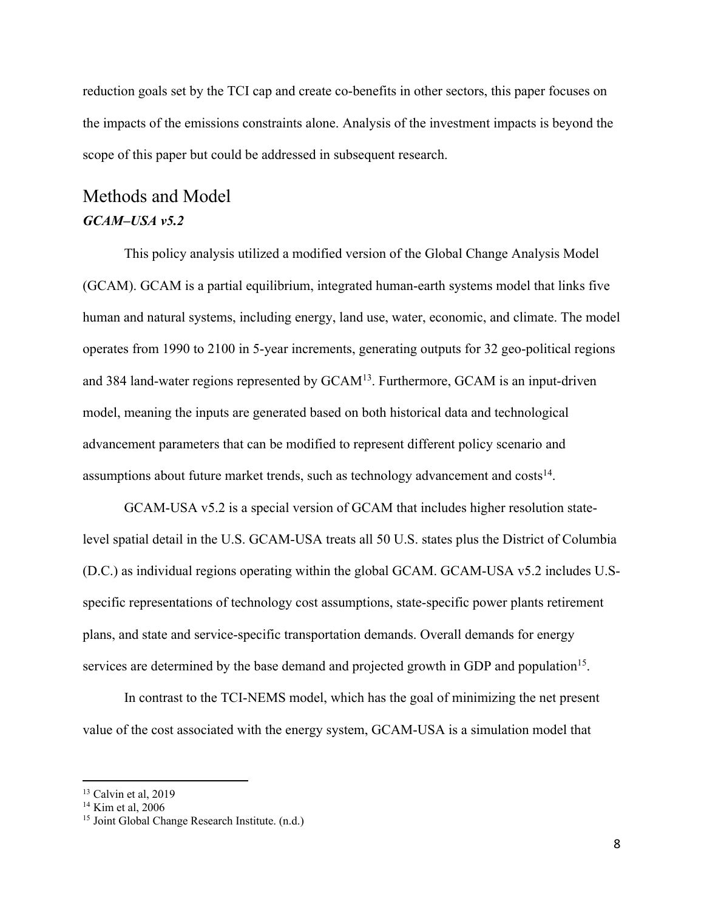reduction goals set by the TCI cap and create co-benefits in other sectors, this paper focuses on the impacts of the emissions constraints alone. Analysis of the investment impacts is beyond the scope of this paper but could be addressed in subsequent research.

## Methods and Model

### *GCAM–USA v5.2*

This policy analysis utilized a modified version of the Global Change Analysis Model (GCAM). GCAM is a partial equilibrium, integrated human-earth systems model that links five human and natural systems, including energy, land use, water, economic, and climate. The model operates from 1990 to 2100 in 5-year increments, generating outputs for 32 geo-political regions and 384 land-water regions represented by GCAM[13]. Furthermore, GCAM is an input-driven model, meaning the inputs are generated based on both historical data and technological advancement parameters that can be modified to represent different policy scenario and assumptions about future market trends, such as technology advancement and costs[14].

GCAM-USA v5.2 is a special version of GCAM that includes higher resolution state-level spatial detail in the U.S. GCAM-USA treats all 50 U.S. states plus the District of Columbia (D.C.) as individual regions operating within the global GCAM. GCAM-USA v5.2 includes U.S-specific representations of technology cost assumptions, state-specific power plants retirement plans, and state and service-specific transportation demands. Overall demands for energy services are determined by the base demand and projected growth in GDP and population[15].

In contrast to the TCI-NEMS model, which has the goal of minimizing the net present value of the cost associated with the energy system, GCAM-USA is a simulation model that

---

[13] Calvin et al, 2019

[14] Kim et al, 2006

[15] Joint Global Change Research Institute. (n.d.)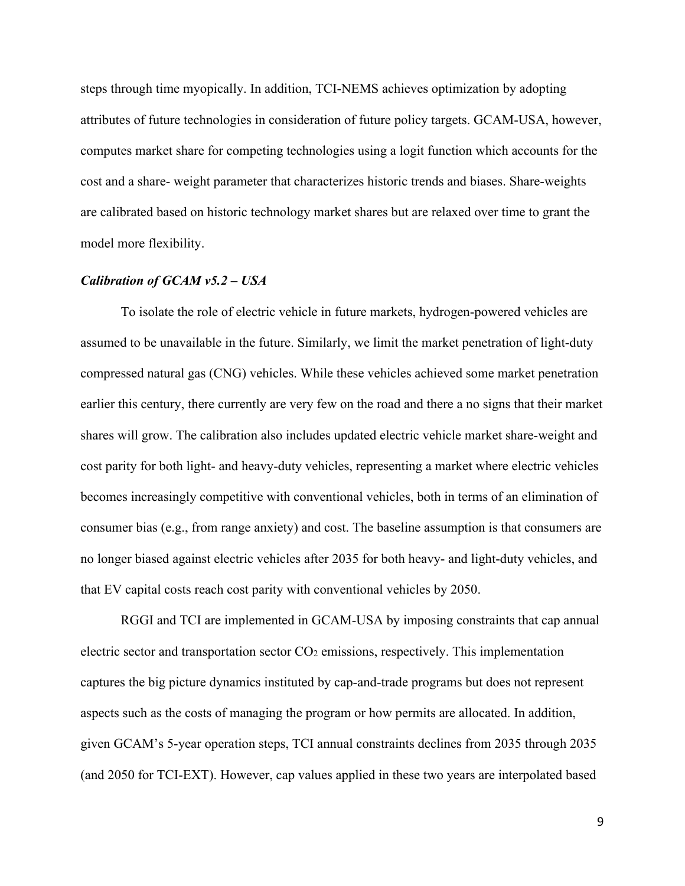steps through time myopically. In addition, TCI-NEMS achieves optimization by adopting attributes of future technologies in consideration of future policy targets. GCAM-USA, however, computes market share for competing technologies using a logit function which accounts for the cost and a share- weight parameter that characterizes historic trends and biases. Share-weights are calibrated based on historic technology market shares but are relaxed over time to grant the model more flexibility.

***Calibration of GCAM v5.2 – USA***

To isolate the role of electric vehicle in future markets, hydrogen-powered vehicles are assumed to be unavailable in the future. Similarly, we limit the market penetration of light-duty compressed natural gas (CNG) vehicles. While these vehicles achieved some market penetration earlier this century, there currently are very few on the road and there a no signs that their market shares will grow. The calibration also includes updated electric vehicle market share-weight and cost parity for both light- and heavy-duty vehicles, representing a market where electric vehicles becomes increasingly competitive with conventional vehicles, both in terms of an elimination of consumer bias (e.g., from range anxiety) and cost. The baseline assumption is that consumers are no longer biased against electric vehicles after 2035 for both heavy- and light-duty vehicles, and that EV capital costs reach cost parity with conventional vehicles by 2050.

RGGI and TCI are implemented in GCAM-USA by imposing constraints that cap annual electric sector and transportation sector $CO_2$ emissions, respectively. This implementation captures the big picture dynamics instituted by cap-and-trade programs but does not represent aspects such as the costs of managing the program or how permits are allocated. In addition, given GCAM's 5-year operation steps, TCI annual constraints declines from 2035 through 2035 (and 2050 for TCI-EXT). However, cap values applied in these two years are interpolated based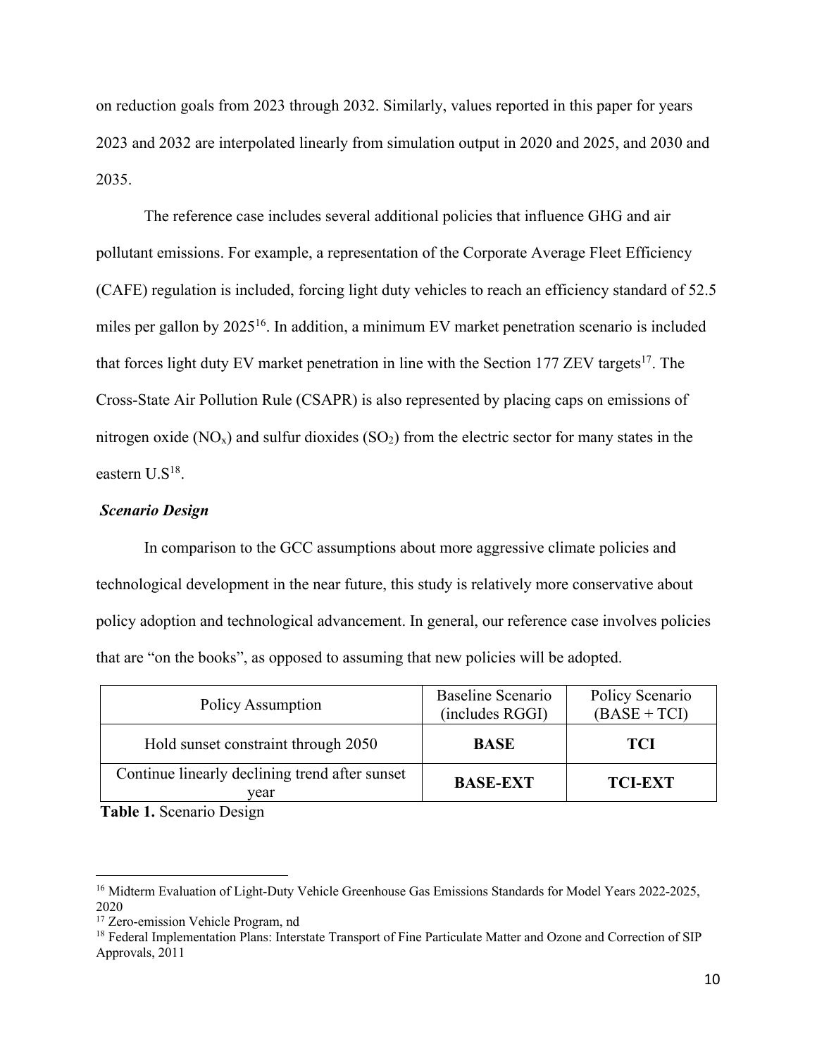on reduction goals from 2023 through 2032. Similarly, values reported in this paper for years 2023 and 2032 are interpolated linearly from simulation output in 2020 and 2025, and 2030 and 2035.

The reference case includes several additional policies that influence GHG and air pollutant emissions. For example, a representation of the Corporate Average Fleet Efficiency (CAFE) regulation is included, forcing light duty vehicles to reach an efficiency standard of 52.5 miles per gallon by 2025[16]. In addition, a minimum EV market penetration scenario is included that forces light duty EV market penetration in line with the Section 177 ZEV targets[17]. The Cross-State Air Pollution Rule (CSAPR) is also represented by placing caps on emissions of nitrogen oxide ($NO_x$) and sulfur dioxides ($SO_2$) from the electric sector for many states in the eastern U.S[18].

***Scenario Design***

In comparison to the GCC assumptions about more aggressive climate policies and technological development in the near future, this study is relatively more conservative about policy adoption and technological advancement. In general, our reference case involves policies that are "on the books", as opposed to assuming that new policies will be adopted.

| Policy Assumption | Baseline Scenario (includes RGGI) | Policy Scenario (BASE + TCI) |
|---|---|---|
| Hold sunset constraint through 2050 | **BASE** | **TCI** |
| Continue linearly declining trend after sunset year | **BASE-EXT** | **TCI-EXT** |

**Table 1.** Scenario Design

[16] Midterm Evaluation of Light-Duty Vehicle Greenhouse Gas Emissions Standards for Model Years 2022-2025, 2020

[17] Zero-emission Vehicle Program, nd

[18] Federal Implementation Plans: Interstate Transport of Fine Particulate Matter and Ozone and Correction of SIP Approvals, 2011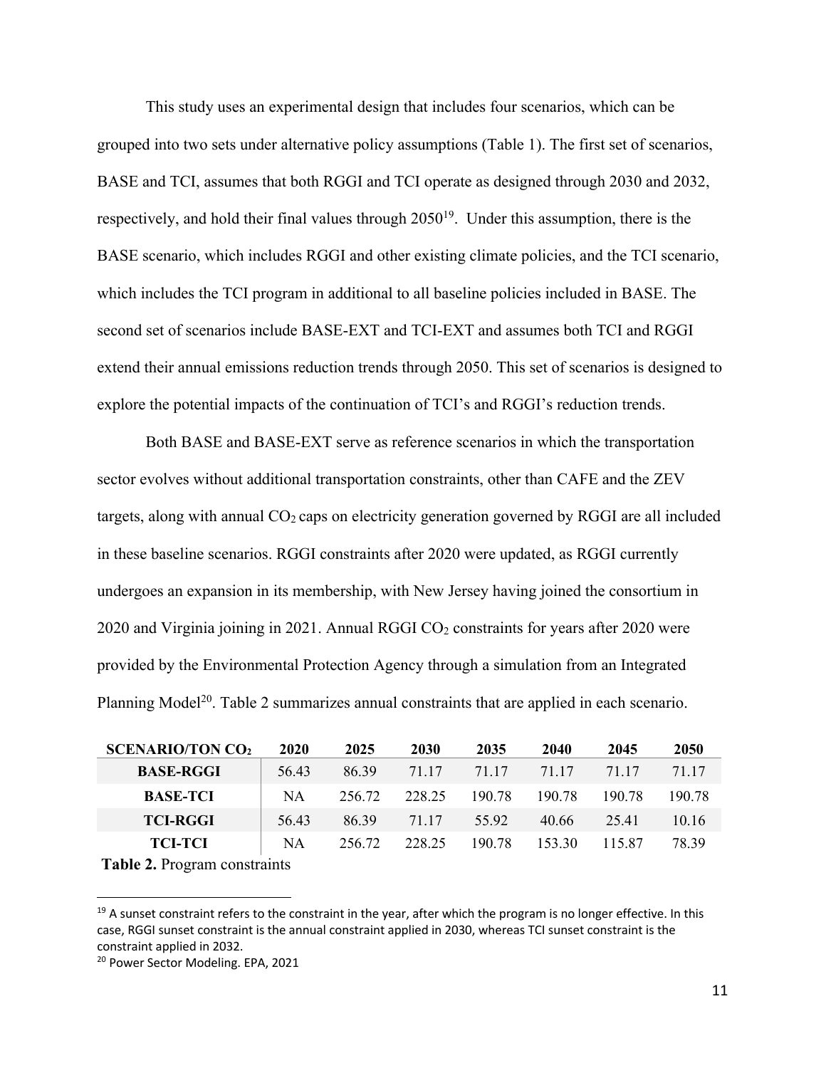This study uses an experimental design that includes four scenarios, which can be grouped into two sets under alternative policy assumptions (Table 1). The first set of scenarios, BASE and TCI, assumes that both RGGI and TCI operate as designed through 2030 and 2032, respectively, and hold their final values through 2050[19]. Under this assumption, there is the BASE scenario, which includes RGGI and other existing climate policies, and the TCI scenario, which includes the TCI program in additional to all baseline policies included in BASE. The second set of scenarios include BASE-EXT and TCI-EXT and assumes both TCI and RGGI extend their annual emissions reduction trends through 2050. This set of scenarios is designed to explore the potential impacts of the continuation of TCI's and RGGI's reduction trends.

Both BASE and BASE-EXT serve as reference scenarios in which the transportation sector evolves without additional transportation constraints, other than CAFE and the ZEV targets, along with annual $CO_2$ caps on electricity generation governed by RGGI are all included in these baseline scenarios. RGGI constraints after 2020 were updated, as RGGI currently undergoes an expansion in its membership, with New Jersey having joined the consortium in 2020 and Virginia joining in 2021. Annual RGGI $CO_2$ constraints for years after 2020 were provided by the Environmental Protection Agency through a simulation from an Integrated Planning Model[20]. Table 2 summarizes annual constraints that are applied in each scenario.

| SCENARIO/TON $CO_2$ | 2020 | 2025 | 2030 | 2035 | 2040 | 2045 | 2050 |
|---|---|---|---|---|---|---|---|
| **BASE-RGGI** | 56.43 | 86.39 | 71.17 | 71.17 | 71.17 | 71.17 | 71.17 |
| **BASE-TCI** | NA | 256.72 | 228.25 | 190.78 | 190.78 | 190.78 | 190.78 |
| **TCI-RGGI** | 56.43 | 86.39 | 71.17 | 55.92 | 40.66 | 25.41 | 10.16 |
| **TCI-TCI** | NA | 256.72 | 228.25 | 190.78 | 153.30 | 115.87 | 78.39 |

**Table 2.** Program constraints

[19] A sunset constraint refers to the constraint in the year, after which the program is no longer effective. In this case, RGGI sunset constraint is the annual constraint applied in 2030, whereas TCI sunset constraint is the constraint applied in 2032.

[20] Power Sector Modeling. EPA, 2021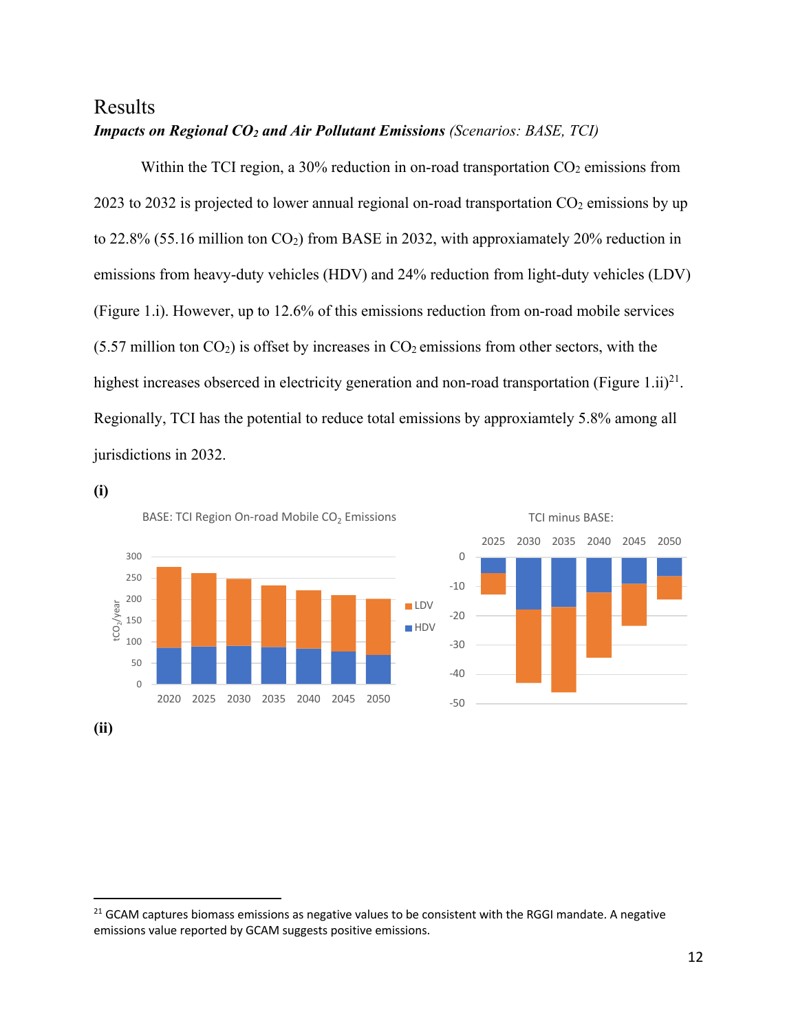# Results

***Impacts on Regional $CO_2$ and Air Pollutant Emissions*** *(Scenarios: BASE, TCI)*

Within the TCI region, a 30% reduction in on-road transportation $CO_2$ emissions from 2023 to 2032 is projected to lower annual regional on-road transportation $CO_2$ emissions by up to 22.8% (55.16 million ton $CO_2$) from BASE in 2032, with approxiamately 20% reduction in emissions from heavy-duty vehicles (HDV) and 24% reduction from light-duty vehicles (LDV) (Figure 1.i). However, up to 12.6% of this emissions reduction from on-road mobile services (5.57 million ton $CO_2$) is offset by increases in $CO_2$ emissions from other sectors, with the highest increases obsearced in electricity generation and non-road transportation (Figure 1.ii)[21]. Regionally, TCI has the potential to reduce total emissions by approxiamtely 5.8% among all jurisdictions in 2032.

**(i)**

BASE: TCI Region On-road Mobile $CO_2$ Emissions

TCI minus BASE:

**(ii)**

---

[21] GCAM captures biomass emissions as negative values to be consistent with the RGGI mandate. A negative emissions value reported by GCAM suggests positive emissions.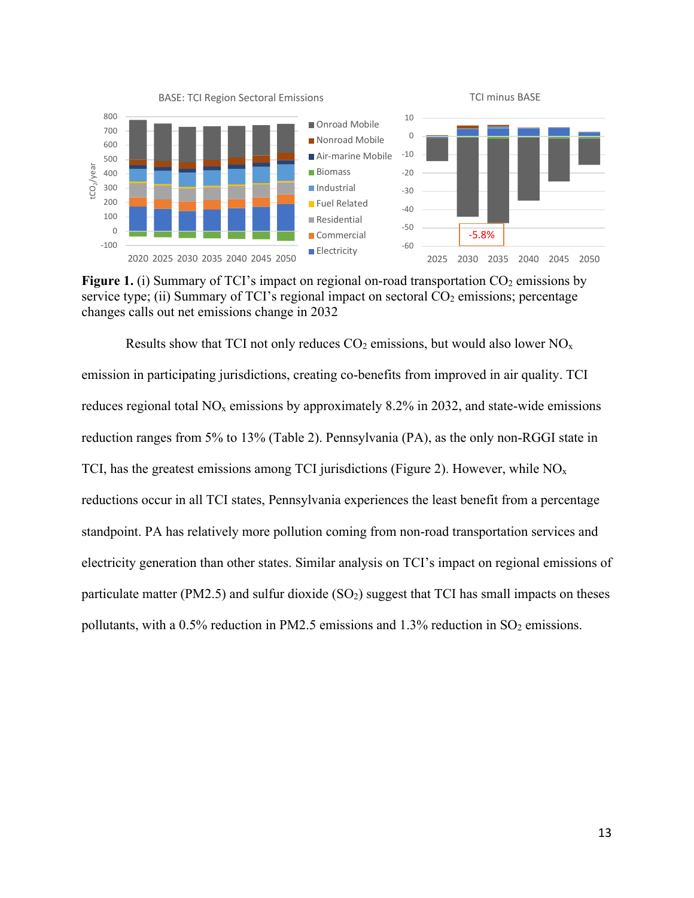**Figure 1.** (i) Summary of TCI's impact on regional on-road transportation $CO_2$ emissions by service type; (ii) Summary of TCI's regional impact on sectoral $CO_2$ emissions; percentage changes calls out net emissions change in 2032

Results show that TCI not only reduces $CO_2$ emissions, but would also lower $NO_x$ emission in participating jurisdictions, creating co-benefits from improved in air quality. TCI reduces regional total $NO_x$ emissions by approximately 8.2% in 2032, and state-wide emissions reduction ranges from 5% to 13% (Table 2). Pennsylvania (PA), as the only non-RGGI state in TCI, has the greatest emissions among TCI jurisdictions (Figure 2). However, while $NO_x$ reductions occur in all TCI states, Pennsylvania experiences the least benefit from a percentage standpoint. PA has relatively more pollution coming from non-road transportation services and electricity generation than other states. Similar analysis on TCI's impact on regional emissions of particulate matter (PM2.5) and sulfur dioxide ($SO_2$) suggest that TCI has small impacts on theses pollutants, with a 0.5% reduction in PM2.5 emissions and 1.3% reduction in $SO_2$ emissions.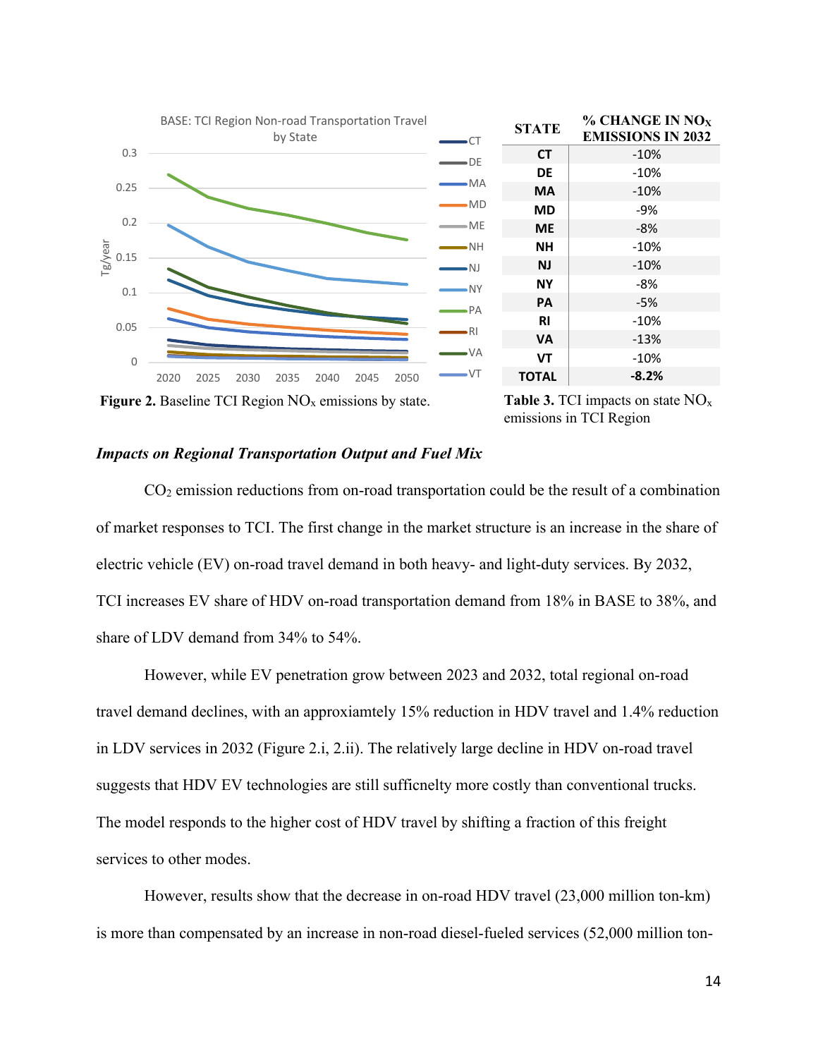**Figure 2.** Baseline TCI Region $NO_x$ emissions by state.

| STATE | % CHANGE IN $NO_X$ EMISSIONS IN 2032 |
|---|---|
| CT | -10% |
| DE | -10% |
| MA | -10% |
| MD | -9% |
| ME | -8% |
| NH | -10% |
| NJ | -10% |
| NY | -8% |
| PA | -5% |
| RI | -10% |
| VA | -13% |
| VT | -10% |
| **TOTAL** | **-8.2%** |

**Table 3.** TCI impacts on state $NO_x$ emissions in TCI Region

### *Impacts on Regional Transportation Output and Fuel Mix*

$CO_2$ emission reductions from on-road transportation could be the result of a combination of market responses to TCI. The first change in the market structure is an increase in the share of electric vehicle (EV) on-road travel demand in both heavy- and light-duty services. By 2032, TCI increases EV share of HDV on-road transportation demand from 18% in BASE to 38%, and share of LDV demand from 34% to 54%.

However, while EV penetration grow between 2023 and 2032, total regional on-road travel demand declines, with an approxiamtely 15% reduction in HDV travel and 1.4% reduction in LDV services in 2032 (Figure 2.i, 2.ii). The relatively large decline in HDV on-road travel suggests that HDV EV technologies are still sufficnelty more costly than conventional trucks. The model responds to the higher cost of HDV travel by shifting a fraction of this freight services to other modes.

However, results show that the decrease in on-road HDV travel (23,000 million ton-km) is more than compensated by an increase in non-road diesel-fueled services (52,000 million ton-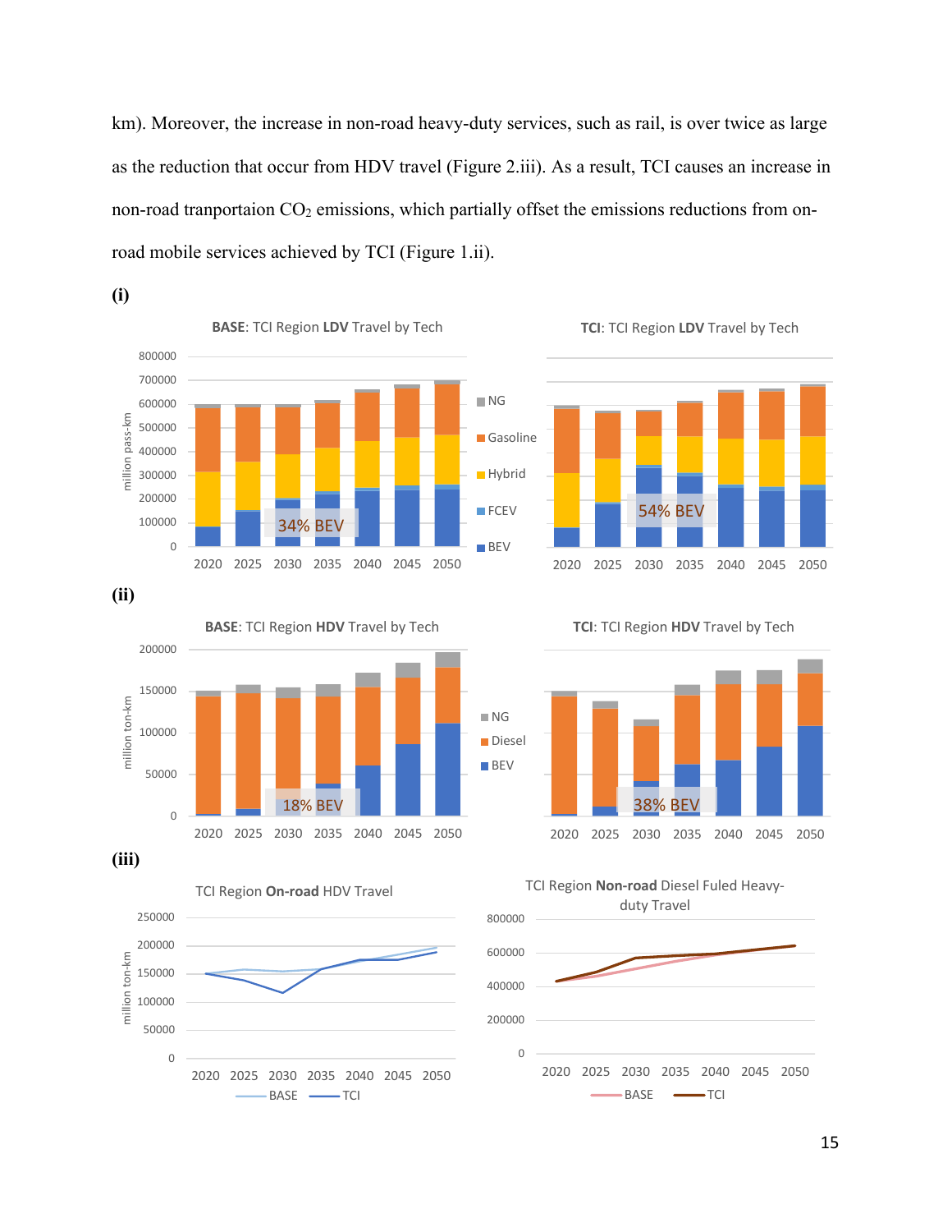km). Moreover, the increase in non-road heavy-duty services, such as rail, is over twice as large as the reduction that occur from HDV travel (Figure 2.iii). As a result, TCI causes an increase in non-road tranportaion $CO_2$ emissions, which partially offset the emissions reductions from on-road mobile services achieved by TCI (Figure 1.ii).

**(i)**

**(ii)**

**(iii)**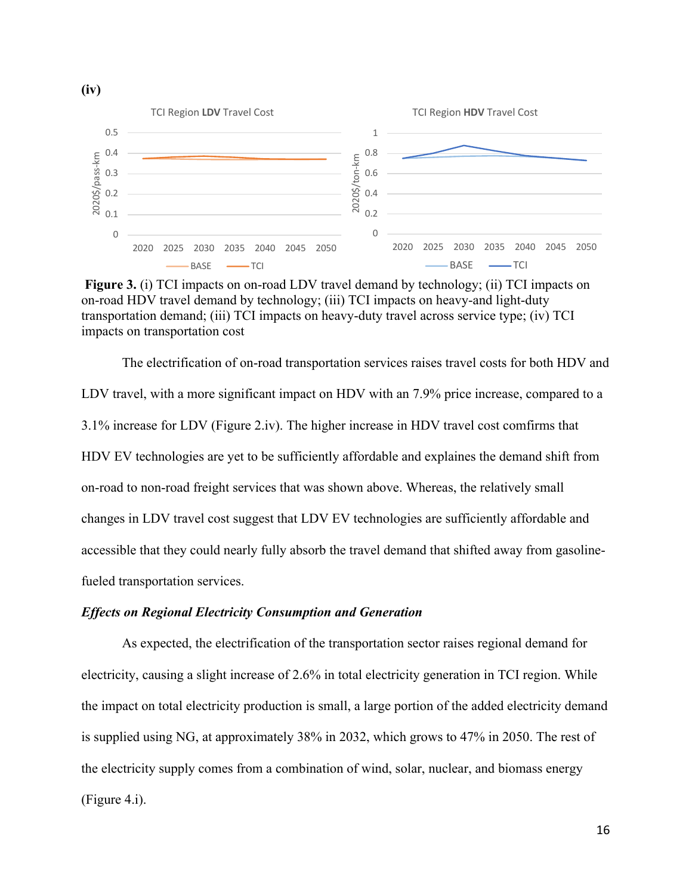**(iv)**

**Figure 3.** (i) TCI impacts on on-road LDV travel demand by technology; (ii) TCI impacts on on-road HDV travel demand by technology; (iii) TCI impacts on heavy-and light-duty transportation demand; (iii) TCI impacts on heavy-duty travel across service type; (iv) TCI impacts on transportation cost

The electrification of on-road transportation services raises travel costs for both HDV and LDV travel, with a more significant impact on HDV with an 7.9% price increase, compared to a 3.1% increase for LDV (Figure 2.iv). The higher increase in HDV travel cost comfirms that HDV EV technologies are yet to be sufficiently affordable and explaines the demand shift from on-road to non-road freight services that was shown above. Whereas, the relatively small changes in LDV travel cost suggest that LDV EV technologies are sufficiently affordable and accessible that they could nearly fully absorb the travel demand that shifted away from gasoline-fueled transportation services.

### *Effects on Regional Electricity Consumption and Generation*

As expected, the electrification of the transportation sector raises regional demand for electricity, causing a slight increase of 2.6% in total electricity generation in TCI region. While the impact on total electricity production is small, a large portion of the added electricity demand is supplied using NG, at approximately 38% in 2032, which grows to 47% in 2050. The rest of the electricity supply comes from a combination of wind, solar, nuclear, and biomass energy (Figure 4.i).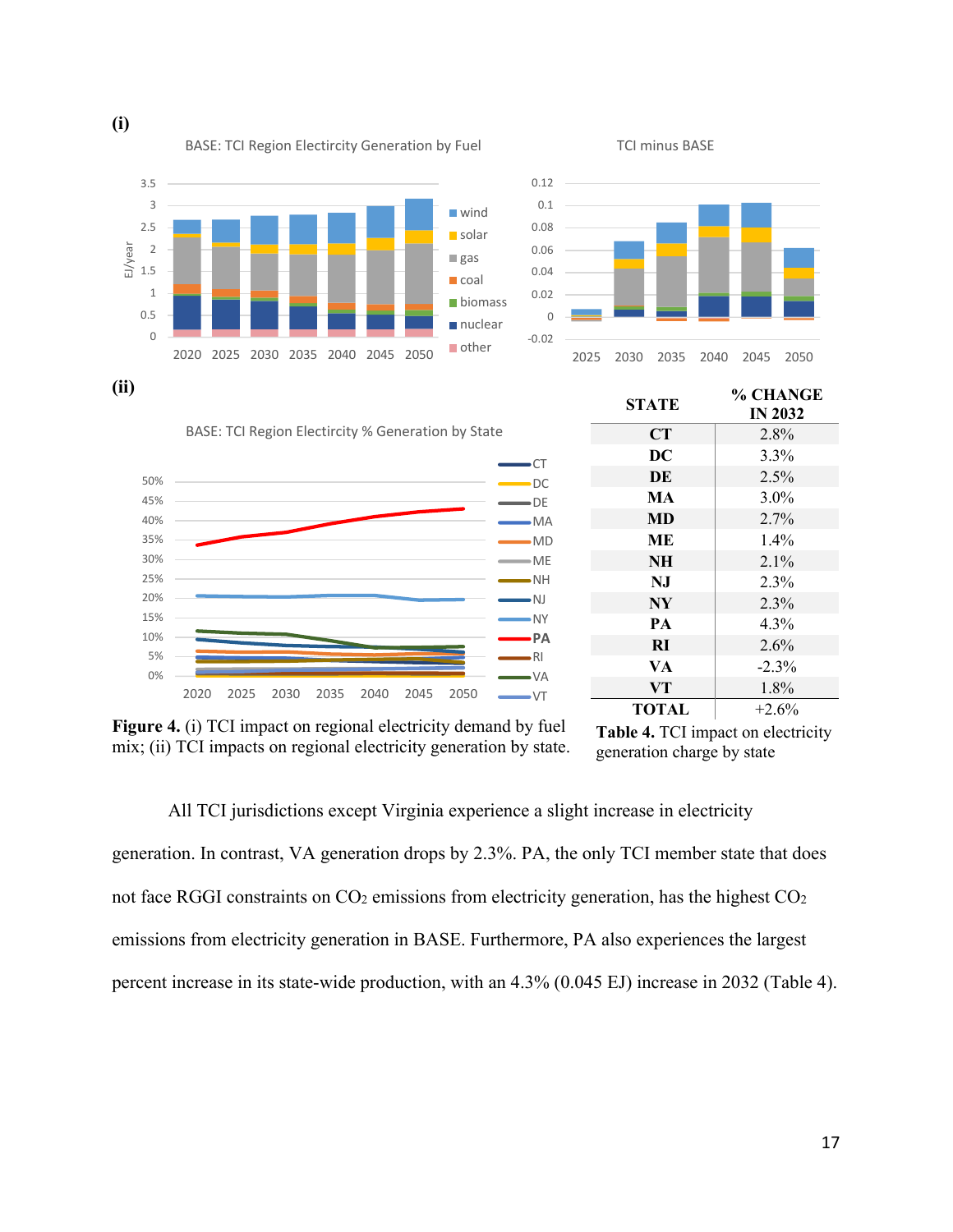**(i)**

**(ii)**

**Figure 4.** (i) TCI impact on regional electricity demand by fuel mix; (ii) TCI impacts on regional electricity generation by state.

| STATE | % CHANGE IN 2032 |
|---|---|
| CT | 2.8% |
| DC | 3.3% |
| DE | 2.5% |
| MA | 3.0% |
| MD | 2.7% |
| ME | 1.4% |
| NH | 2.1% |
| NJ | 2.3% |
| NY | 2.3% |
| PA | 4.3% |
| RI | 2.6% |
| VA | -2.3% |
| VT | 1.8% |
| TOTAL | +2.6% |

**Table 4.** TCI impact on electricity generation charge by state

All TCI jurisdictions except Virginia experience a slight increase in electricity generation. In contrast, VA generation drops by 2.3%. PA, the only TCI member state that does not face RGGI constraints on $CO_2$ emissions from electricity generation, has the highest $CO_2$ emissions from electricity generation in BASE. Furthermore, PA also experiences the largest percent increase in its state-wide production, with an 4.3% (0.045 EJ) increase in 2032 (Table 4).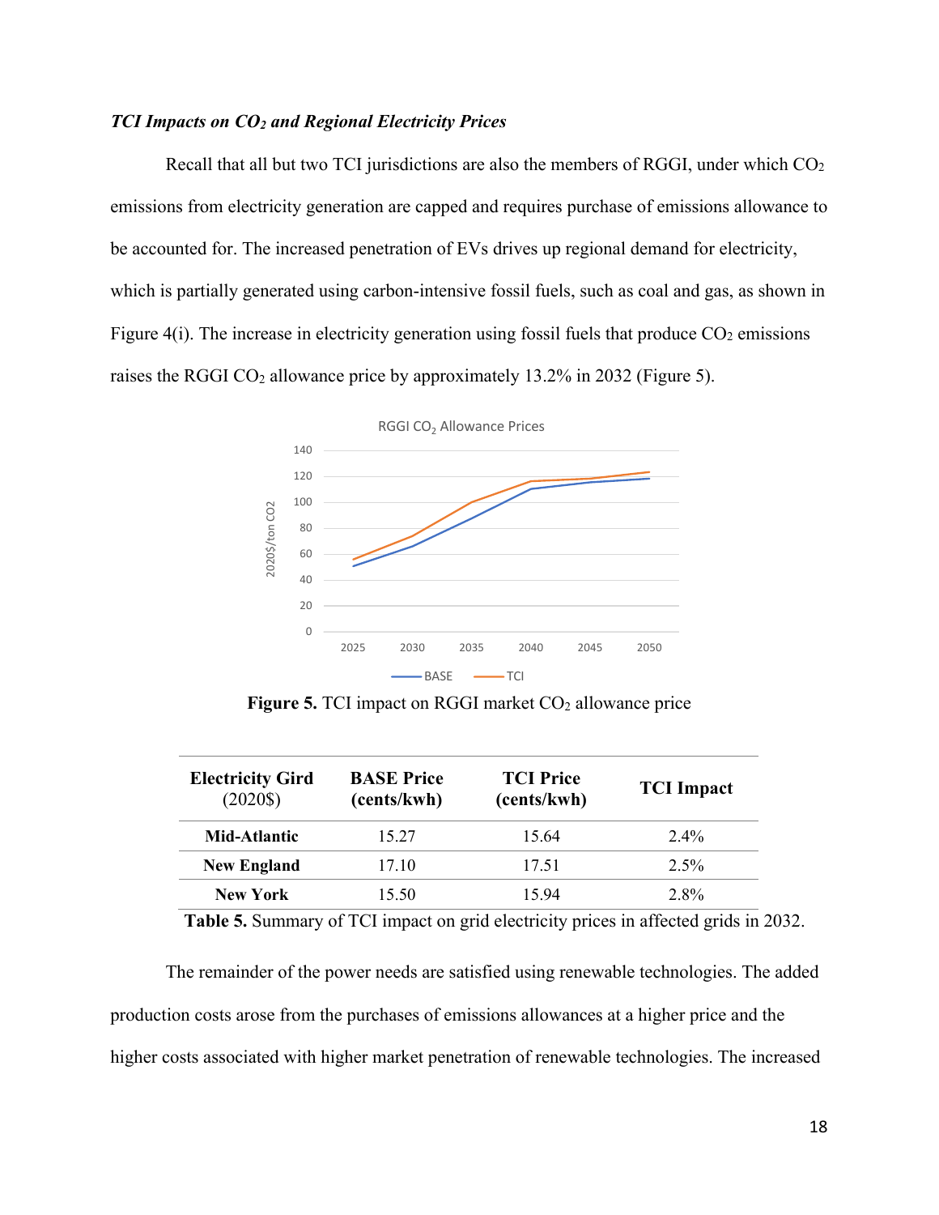### *TCI Impacts on $CO_2$ and Regional Electricity Prices*

Recall that all but two TCI jurisdictions are also the members of RGGI, under which $CO_2$ emissions from electricity generation are capped and requires purchase of emissions allowance to be accounted for. The increased penetration of EVs drives up regional demand for electricity, which is partially generated using carbon-intensive fossil fuels, such as coal and gas, as shown in Figure 4(i). The increase in electricity generation using fossil fuels that produce $CO_2$ emissions raises the RGGI $CO_2$ allowance price by approximately 13.2% in 2032 (Figure 5).

**Figure 5.** TCI impact on RGGI market $CO_2$ allowance price

| Electricity Gird (2020$) | BASE Price (cents/kwh) | TCI Price (cents/kwh) | TCI Impact |
|---|---|---|---|
| **Mid-Atlantic** | 15.27 | 15.64 | 2.4% |
| **New England** | 17.10 | 17.51 | 2.5% |
| **New York** | 15.50 | 15.94 | 2.8% |

**Table 5.** Summary of TCI impact on grid electricity prices in affected grids in 2032.

The remainder of the power needs are satisfied using renewable technologies. The added production costs arose from the purchases of emissions allowances at a higher price and the higher costs associated with higher market penetration of renewable technologies. The increased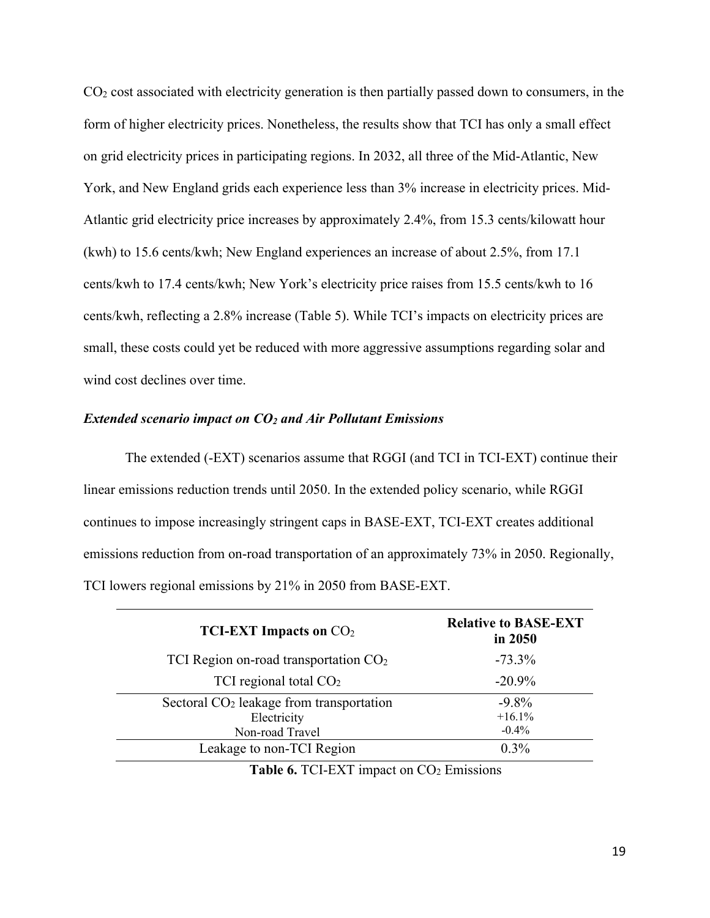$CO_2$ cost associated with electricity generation is then partially passed down to consumers, in the form of higher electricity prices. Nonetheless, the results show that TCI has only a small effect on grid electricity prices in participating regions. In 2032, all three of the Mid-Atlantic, New York, and New England grids each experience less than 3% increase in electricity prices. Mid-Atlantic grid electricity price increases by approximately 2.4%, from 15.3 cents/kilowatt hour (kwh) to 15.6 cents/kwh; New England experiences an increase of about 2.5%, from 17.1 cents/kwh to 17.4 cents/kwh; New York's electricity price raises from 15.5 cents/kwh to 16 cents/kwh, reflecting a 2.8% increase (Table 5). While TCI's impacts on electricity prices are small, these costs could yet be reduced with more aggressive assumptions regarding solar and wind cost declines over time.

### *Extended scenario impact on $CO_2$ and Air Pollutant Emissions*

The extended (-EXT) scenarios assume that RGGI (and TCI in TCI-EXT) continue their linear emissions reduction trends until 2050. In the extended policy scenario, while RGGI continues to impose increasingly stringent caps in BASE-EXT, TCI-EXT creates additional emissions reduction from on-road transportation of an approximately 73% in 2050. Regionally, TCI lowers regional emissions by 21% in 2050 from BASE-EXT.

| **TCI-EXT Impacts on** $CO_2$ | **Relative to BASE-EXT in 2050** |
|---|---|
| TCI Region on-road transportation $CO_2$ | -73.3% |
| TCI regional total $CO_2$ | -20.9% |
| Sectoral $CO_2$ leakage from transportation | -9.8% |
| Electricity | +16.1% |
| Non-road Travel | -0.4% |
| Leakage to non-TCI Region | 0.3% |

**Table 6.** TCI-EXT impact on $CO_2$ Emissions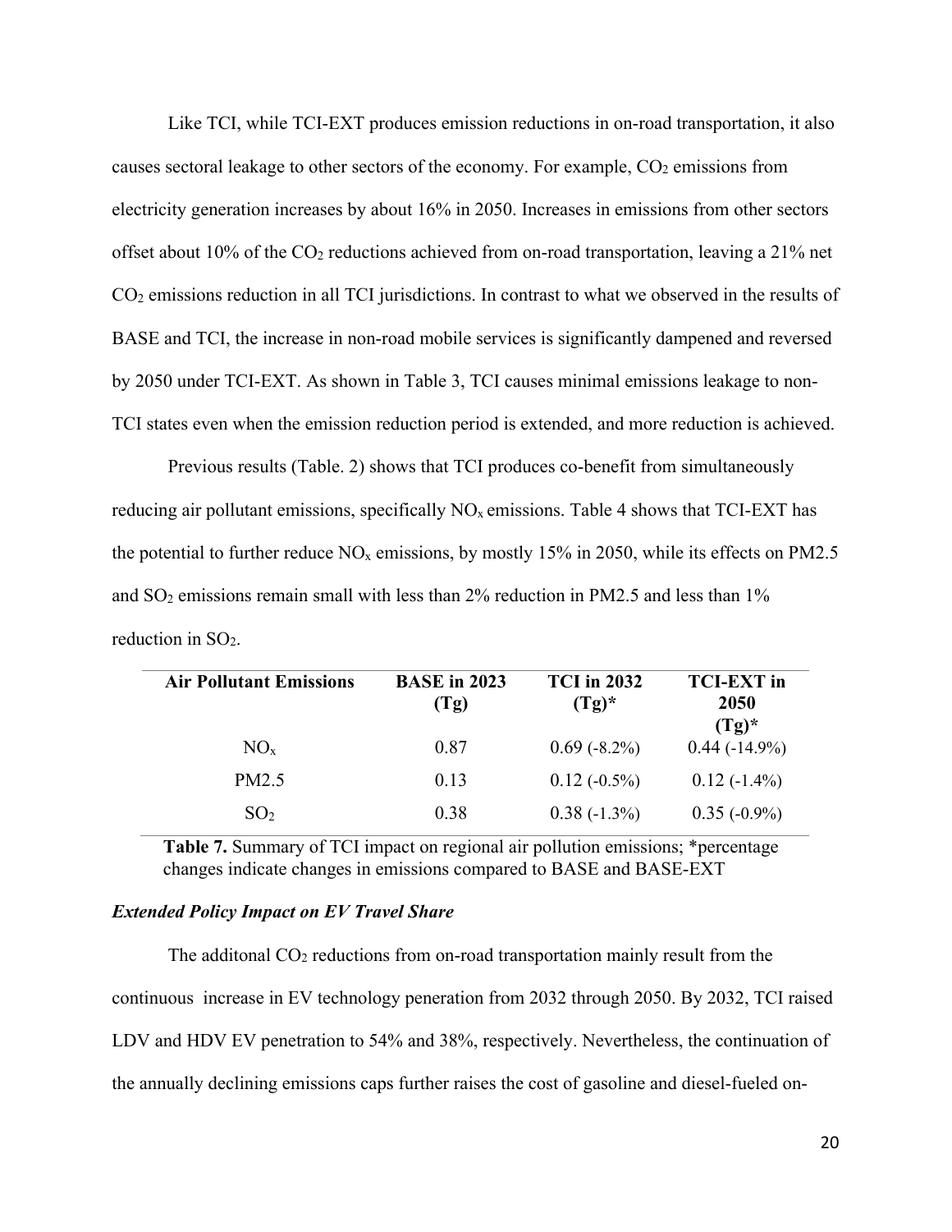Like TCI, while TCI-EXT produces emission reductions in on-road transportation, it also causes sectoral leakage to other sectors of the economy. For example, $CO_2$ emissions from electricity generation increases by about 16% in 2050. Increases in emissions from other sectors offset about 10% of the $CO_2$ reductions achieved from on-road transportation, leaving a 21% net $CO_2$ emissions reduction in all TCI jurisdictions. In contrast to what we observed in the results of BASE and TCI, the increase in non-road mobile services is significantly dampened and reversed by 2050 under TCI-EXT. As shown in Table 3, TCI causes minimal emissions leakage to non-TCI states even when the emission reduction period is extended, and more reduction is achieved.

Previous results (Table. 2) shows that TCI produces co-benefit from simultaneously reducing air pollutant emissions, specifically $NO_x$ emissions. Table 4 shows that TCI-EXT has the potential to further reduce $NO_x$ emissions, by mostly 15% in 2050, while its effects on PM2.5 and $SO_2$ emissions remain small with less than 2% reduction in PM2.5 and less than 1% reduction in $SO_2$.

| Air Pollutant Emissions | BASE in 2023 (Tg) | TCI in 2032 (Tg)* | TCI-EXT in 2050 (Tg)* |
|---|---|---|---|
| $NO_x$ | 0.87 | 0.69 (-8.2%) | 0.44 (-14.9%) |
| PM2.5 | 0.13 | 0.12 (-0.5%) | 0.12 (-1.4%) |
| $SO_2$ | 0.38 | 0.38 (-1.3%) | 0.35 (-0.9%) |

**Table 7.** Summary of TCI impact on regional air pollution emissions; *percentage changes indicate changes in emissions compared to BASE and BASE-EXT

### *Extended Policy Impact on EV Travel Share*

The additonal $CO_2$ reductions from on-road transportation mainly result from the continuous increase in EV technology peneration from 2032 through 2050. By 2032, TCI raised LDV and HDV EV penetration to 54% and 38%, respectively. Nevertheless, the continuation of the annually declining emissions caps further raises the cost of gasoline and diesel-fueled on-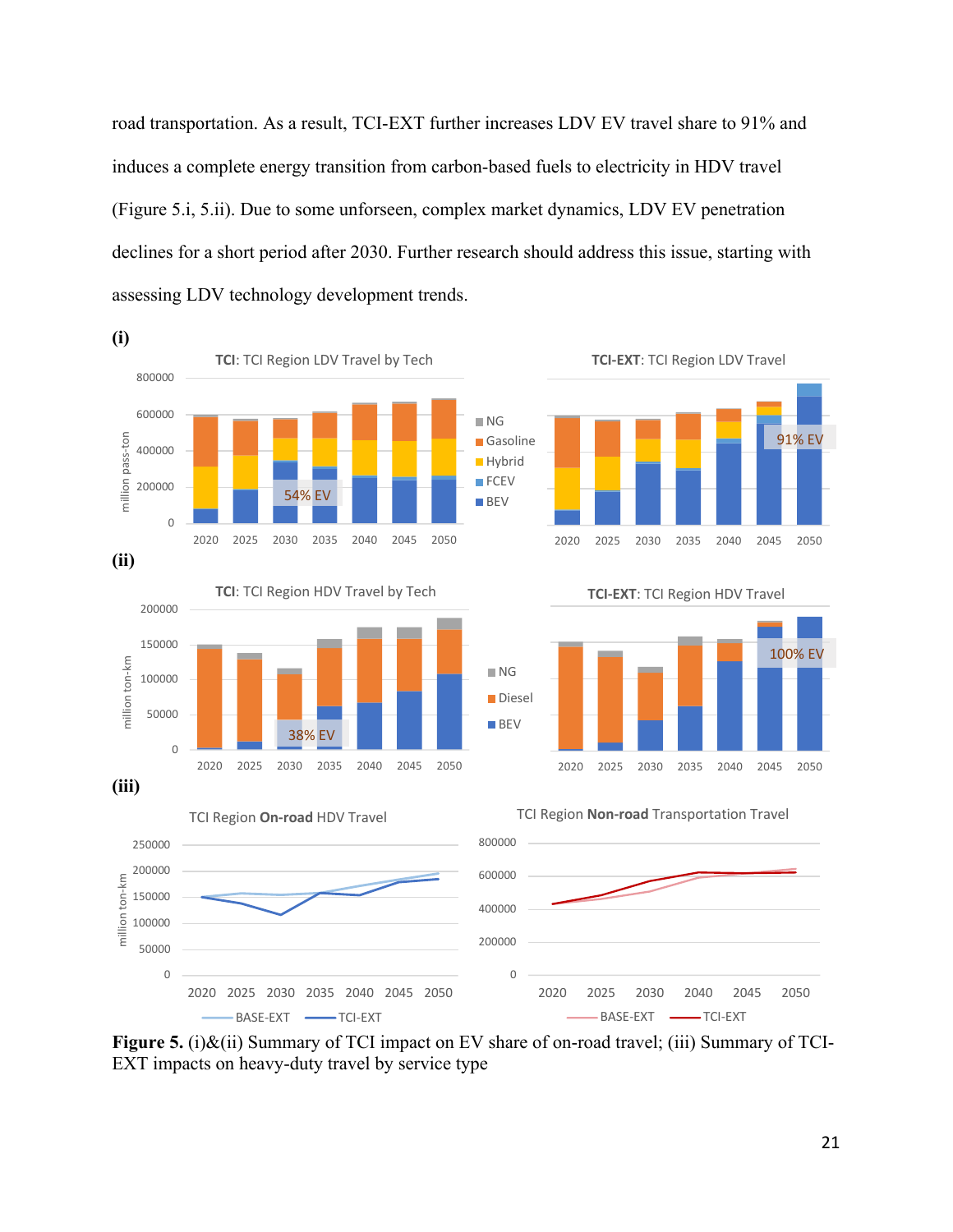road transportation. As a result, TCI-EXT further increases LDV EV travel share to 91% and induces a complete energy transition from carbon-based fuels to electricity in HDV travel (Figure 5.i, 5.ii). Due to some unforseen, complex market dynamics, LDV EV penetration declines for a short period after 2030. Further research should address this issue, starting with assessing LDV technology development trends.

**Figure 5.** (i)&(ii) Summary of TCI impact on EV share of on-road travel; (iii) Summary of TCI-EXT impacts on heavy-duty travel by service type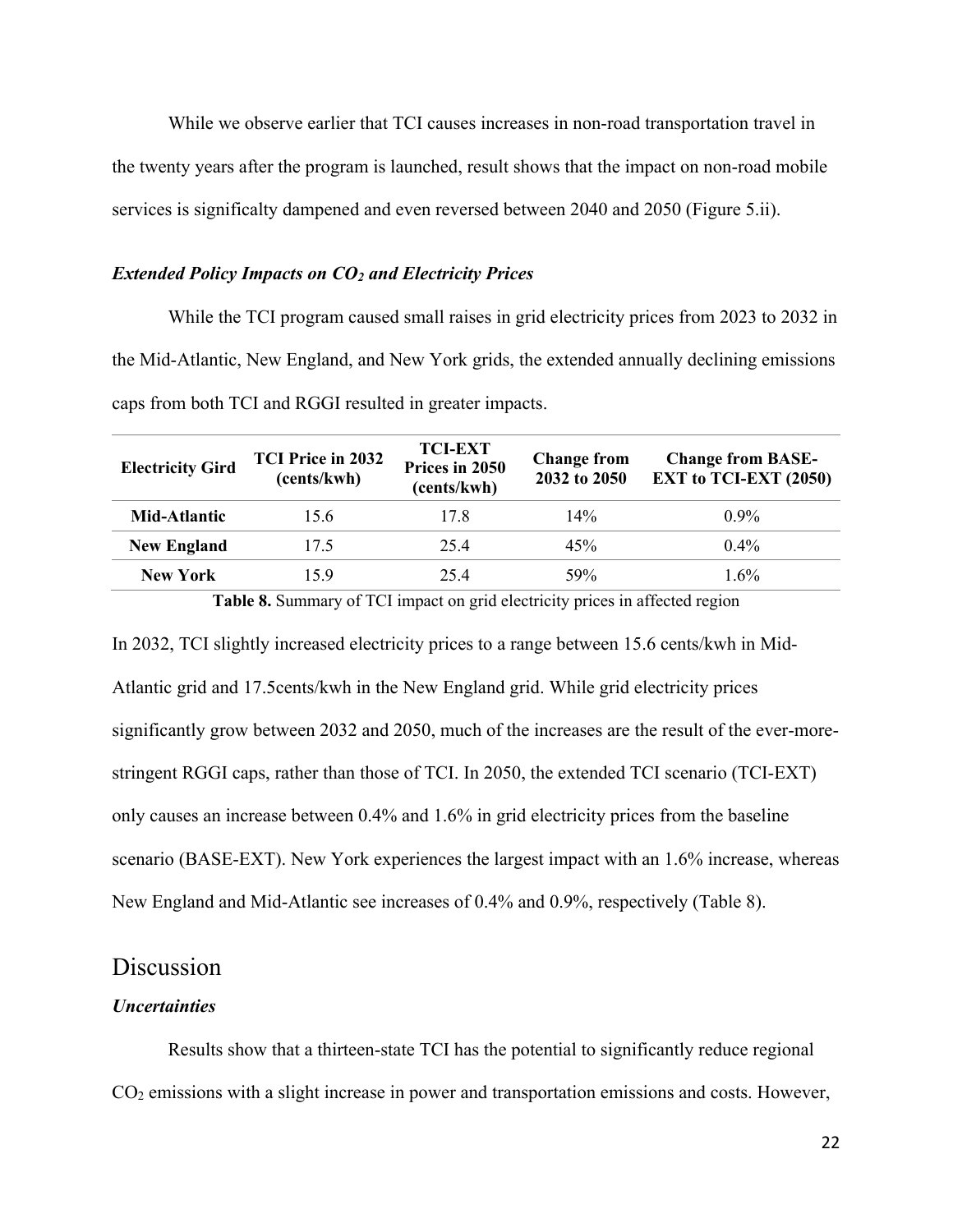While we observe earlier that TCI causes increases in non-road transportation travel in the twenty years after the program is launched, result shows that the impact on non-road mobile services is significalty dampened and even reversed between 2040 and 2050 (Figure 5.ii).

### *Extended Policy Impacts on $CO_2$ and Electricity Prices*

While the TCI program caused small raises in grid electricity prices from 2023 to 2032 in the Mid-Atlantic, New England, and New York grids, the extended annually declining emissions caps from both TCI and RGGI resulted in greater impacts.

| Electricity Gird | TCI Price in 2032 (cents/kwh) | TCI-EXT Prices in 2050 (cents/kwh) | Change from 2032 to 2050 | Change from BASE-EXT to TCI-EXT (2050) |
|---|---|---|---|---|
| **Mid-Atlantic** | 15.6 | 17.8 | 14% | 0.9% |
| **New England** | 17.5 | 25.4 | 45% | 0.4% |
| **New York** | 15.9 | 25.4 | 59% | 1.6% |

**Table 8.** Summary of TCI impact on grid electricity prices in affected region

In 2032, TCI slightly increased electricity prices to a range between 15.6 cents/kwh in Mid-Atlantic grid and 17.5cents/kwh in the New England grid. While grid electricity prices significantly grow between 2032 and 2050, much of the increases are the result of the ever-more-stringent RGGI caps, rather than those of TCI. In 2050, the extended TCI scenario (TCI-EXT) only causes an increase between 0.4% and 1.6% in grid electricity prices from the baseline scenario (BASE-EXT). New York experiences the largest impact with an 1.6% increase, whereas New England and Mid-Atlantic see increases of 0.4% and 0.9%, respectively (Table 8).

# Discussion

### *Uncertainties*

Results show that a thirteen-state TCI has the potential to significantly reduce regional $CO_2$ emissions with a slight increase in power and transportation emissions and costs. However,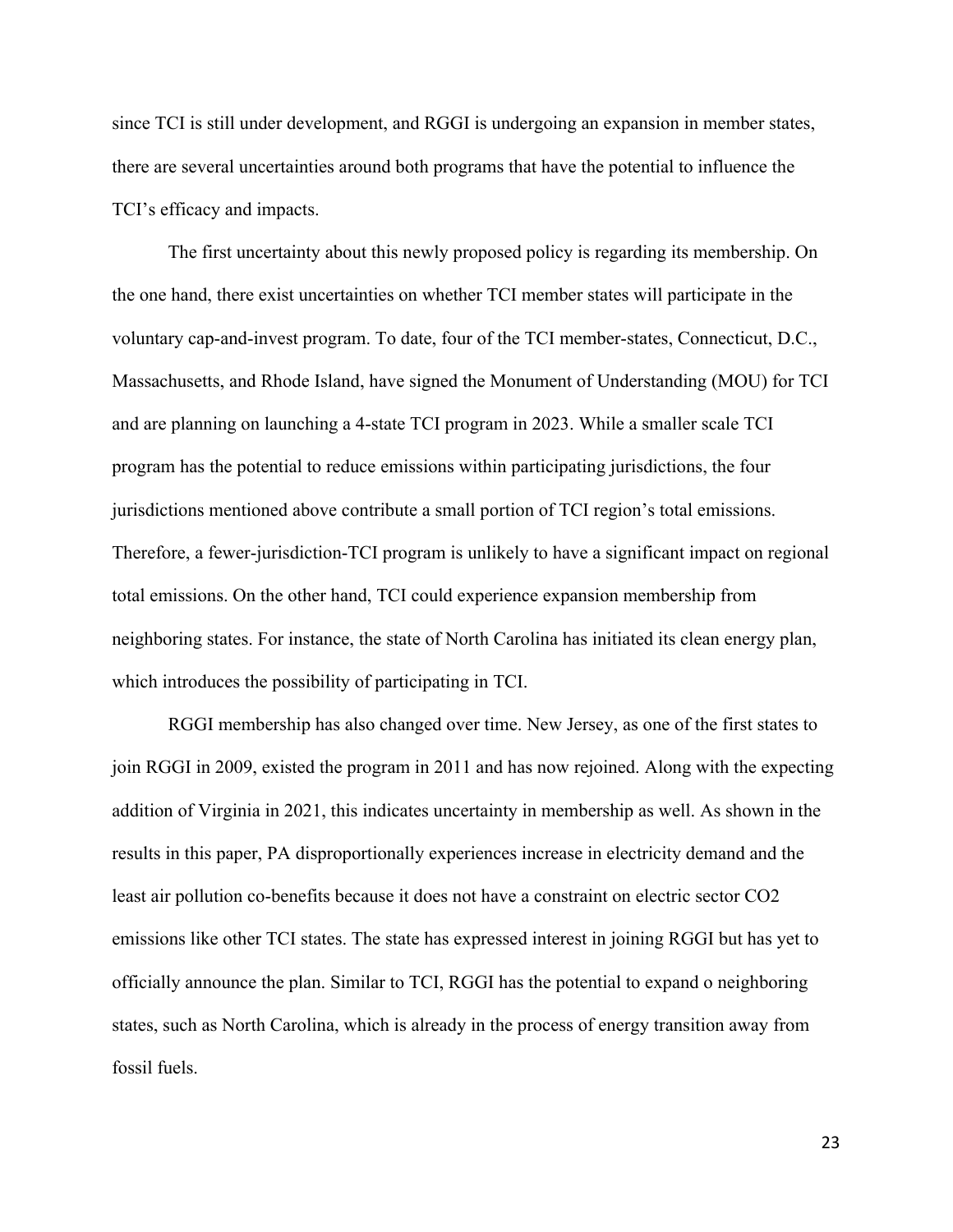since TCI is still under development, and RGGI is undergoing an expansion in member states, there are several uncertainties around both programs that have the potential to influence the TCI's efficacy and impacts.

The first uncertainty about this newly proposed policy is regarding its membership. On the one hand, there exist uncertainties on whether TCI member states will participate in the voluntary cap-and-invest program. To date, four of the TCI member-states, Connecticut, D.C., Massachusetts, and Rhode Island, have signed the Monument of Understanding (MOU) for TCI and are planning on launching a 4-state TCI program in 2023. While a smaller scale TCI program has the potential to reduce emissions within participating jurisdictions, the four jurisdictions mentioned above contribute a small portion of TCI region's total emissions. Therefore, a fewer-jurisdiction-TCI program is unlikely to have a significant impact on regional total emissions. On the other hand, TCI could experience expansion membership from neighboring states. For instance, the state of North Carolina has initiated its clean energy plan, which introduces the possibility of participating in TCI.

RGGI membership has also changed over time. New Jersey, as one of the first states to join RGGI in 2009, existed the program in 2011 and has now rejoined. Along with the expecting addition of Virginia in 2021, this indicates uncertainty in membership as well. As shown in the results in this paper, PA disproportionally experiences increase in electricity demand and the least air pollution co-benefits because it does not have a constraint on electric sector $CO_2$ emissions like other TCI states. The state has expressed interest in joining RGGI but has yet to officially announce the plan. Similar to TCI, RGGI has the potential to expand o neighboring states, such as North Carolina, which is already in the process of energy transition away from fossil fuels.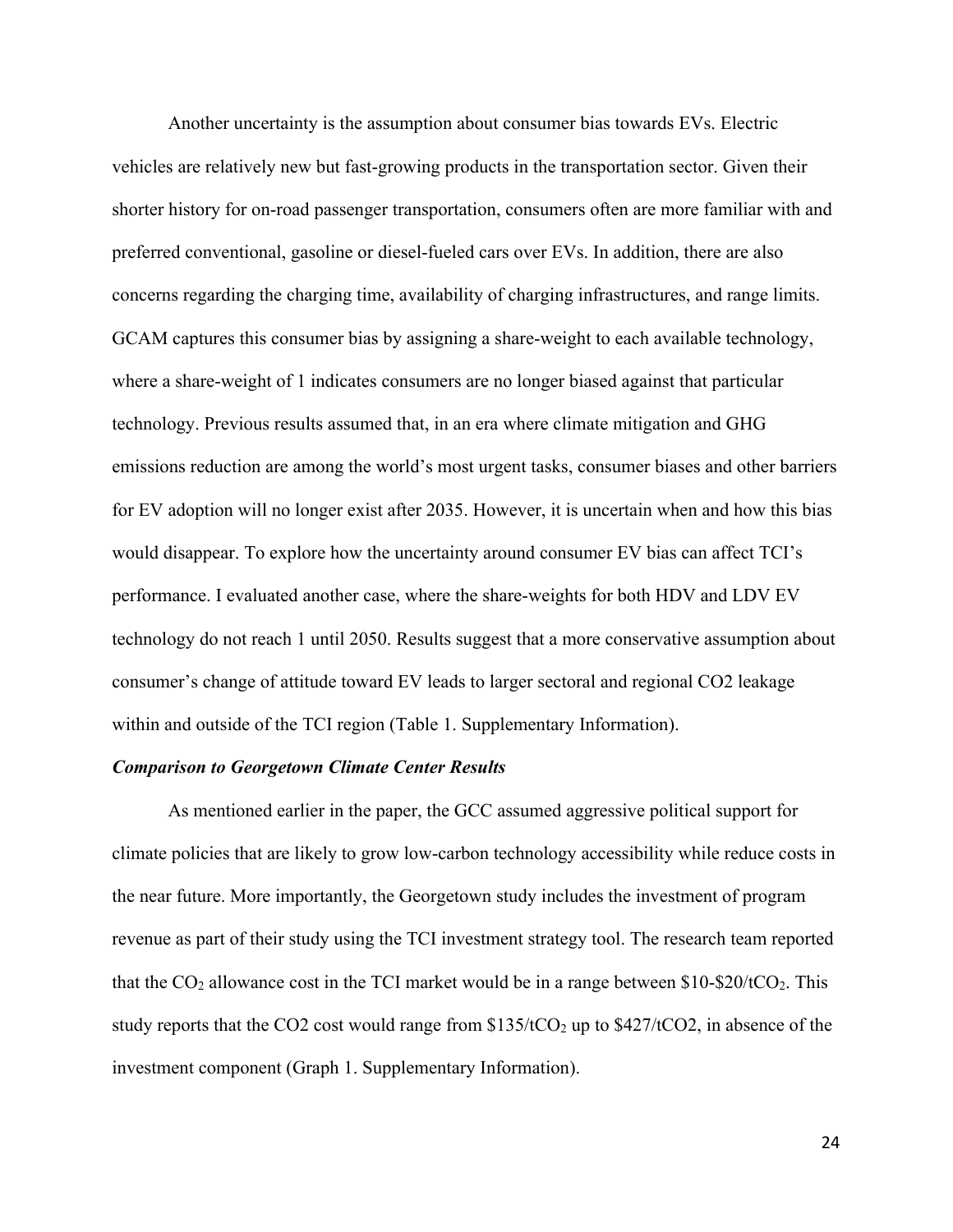Another uncertainty is the assumption about consumer bias towards EVs. Electric vehicles are relatively new but fast-growing products in the transportation sector. Given their shorter history for on-road passenger transportation, consumers often are more familiar with and preferred conventional, gasoline or diesel-fueled cars over EVs. In addition, there are also concerns regarding the charging time, availability of charging infrastructures, and range limits. GCAM captures this consumer bias by assigning a share-weight to each available technology, where a share-weight of 1 indicates consumers are no longer biased against that particular technology. Previous results assumed that, in an era where climate mitigation and GHG emissions reduction are among the world's most urgent tasks, consumer biases and other barriers for EV adoption will no longer exist after 2035. However, it is uncertain when and how this bias would disappear. To explore how the uncertainty around consumer EV bias can affect TCI's performance. I evaluated another case, where the share-weights for both HDV and LDV EV technology do not reach 1 until 2050. Results suggest that a more conservative assumption about consumer's change of attitude toward EV leads to larger sectoral and regional CO2 leakage within and outside of the TCI region (Table 1. Supplementary Information).

***Comparison to Georgetown Climate Center Results***

As mentioned earlier in the paper, the GCC assumed aggressive political support for climate policies that are likely to grow low-carbon technology accessibility while reduce costs in the near future. More importantly, the Georgetown study includes the investment of program revenue as part of their study using the TCI investment strategy tool. The research team reported that the $CO_2$ allowance cost in the TCI market would be in a range between \$10-\$20/t$CO_2$. This study reports that the CO2 cost would range from \$135/t$CO_2$ up to \$427/tCO2, in absence of the investment component (Graph 1. Supplementary Information).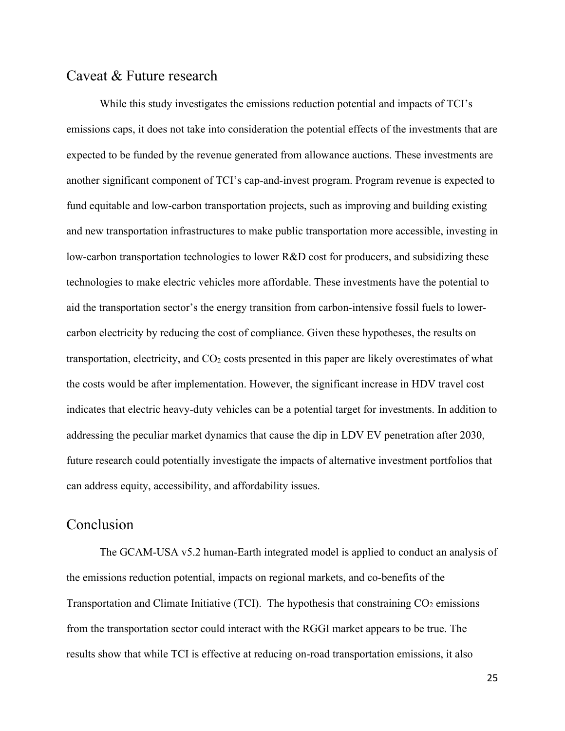## Caveat & Future research

While this study investigates the emissions reduction potential and impacts of TCI's emissions caps, it does not take into consideration the potential effects of the investments that are expected to be funded by the revenue generated from allowance auctions. These investments are another significant component of TCI's cap-and-invest program. Program revenue is expected to fund equitable and low-carbon transportation projects, such as improving and building existing and new transportation infrastructures to make public transportation more accessible, investing in low-carbon transportation technologies to lower R&D cost for producers, and subsidizing these technologies to make electric vehicles more affordable. These investments have the potential to aid the transportation sector's the energy transition from carbon-intensive fossil fuels to lower-carbon electricity by reducing the cost of compliance. Given these hypotheses, the results on transportation, electricity, and $CO_2$ costs presented in this paper are likely overestimates of what the costs would be after implementation. However, the significant increase in HDV travel cost indicates that electric heavy-duty vehicles can be a potential target for investments. In addition to addressing the peculiar market dynamics that cause the dip in LDV EV penetration after 2030, future research could potentially investigate the impacts of alternative investment portfolios that can address equity, accessibility, and affordability issues.

## Conclusion

The GCAM-USA v5.2 human-Earth integrated model is applied to conduct an analysis of the emissions reduction potential, impacts on regional markets, and co-benefits of the Transportation and Climate Initiative (TCI). The hypothesis that constraining $CO_2$ emissions from the transportation sector could interact with the RGGI market appears to be true. The results show that while TCI is effective at reducing on-road transportation emissions, it also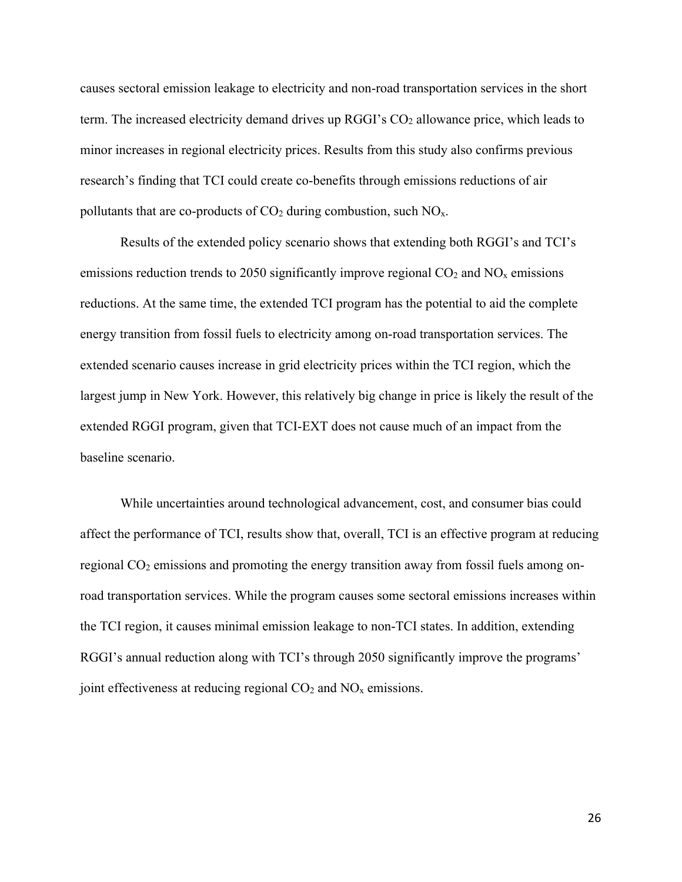causes sectoral emission leakage to electricity and non-road transportation services in the short term. The increased electricity demand drives up RGGI's $CO_2$ allowance price, which leads to minor increases in regional electricity prices. Results from this study also confirms previous research's finding that TCI could create co-benefits through emissions reductions of air pollutants that are co-products of $CO_2$ during combustion, such $NO_x$.

Results of the extended policy scenario shows that extending both RGGI's and TCI's emissions reduction trends to 2050 significantly improve regional $CO_2$ and $NO_x$ emissions reductions. At the same time, the extended TCI program has the potential to aid the complete energy transition from fossil fuels to electricity among on-road transportation services. The extended scenario causes increase in grid electricity prices within the TCI region, which the largest jump in New York. However, this relatively big change in price is likely the result of the extended RGGI program, given that TCI-EXT does not cause much of an impact from the baseline scenario.

While uncertainties around technological advancement, cost, and consumer bias could affect the performance of TCI, results show that, overall, TCI is an effective program at reducing regional $CO_2$ emissions and promoting the energy transition away from fossil fuels among on-road transportation services. While the program causes some sectoral emissions increases within the TCI region, it causes minimal emission leakage to non-TCI states. In addition, extending RGGI's annual reduction along with TCI's through 2050 significantly improve the programs' joint effectiveness at reducing regional $CO_2$ and $NO_x$ emissions.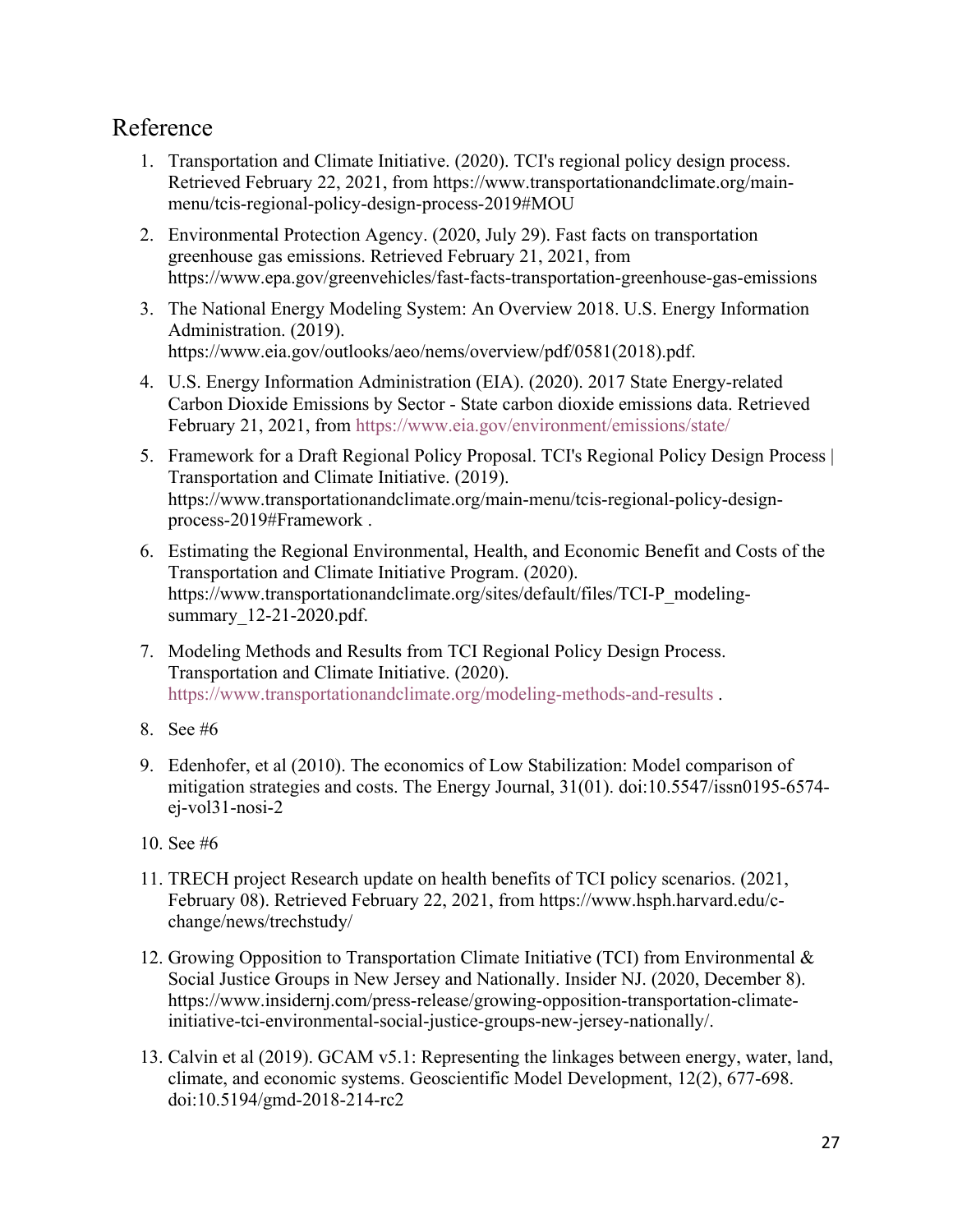# Reference

1. Transportation and Climate Initiative. (2020). TCI's regional policy design process. Retrieved February 22, 2021, from https://www.transportationandclimate.org/main-menu/tcis-regional-policy-design-process-2019#MOU
2. Environmental Protection Agency. (2020, July 29). Fast facts on transportation greenhouse gas emissions. Retrieved February 21, 2021, from https://www.epa.gov/greenvehicles/fast-facts-transportation-greenhouse-gas-emissions
3. The National Energy Modeling System: An Overview 2018. U.S. Energy Information Administration. (2019). https://www.eia.gov/outlooks/aeo/nems/overview/pdf/0581(2018).pdf.
4. U.S. Energy Information Administration (EIA). (2020). 2017 State Energy-related Carbon Dioxide Emissions by Sector - State carbon dioxide emissions data. Retrieved February 21, 2021, from https://www.eia.gov/environment/emissions/state/
5. Framework for a Draft Regional Policy Proposal. TCI's Regional Policy Design Process | Transportation and Climate Initiative. (2019). https://www.transportationandclimate.org/main-menu/tcis-regional-policy-design-process-2019#Framework .
6. Estimating the Regional Environmental, Health, and Economic Benefit and Costs of the Transportation and Climate Initiative Program. (2020). https://www.transportationandclimate.org/sites/default/files/TCI-P_modeling-summary_12-21-2020.pdf.
7. Modeling Methods and Results from TCI Regional Policy Design Process. Transportation and Climate Initiative. (2020). https://www.transportationandclimate.org/modeling-methods-and-results .
8. See #6
9. Edenhofer, et al (2010). The economics of Low Stabilization: Model comparison of mitigation strategies and costs. The Energy Journal, 31(01). doi:10.5547/issn0195-6574-ej-vol31-nosi-2
10. See #6
11. TRECH project Research update on health benefits of TCI policy scenarios. (2021, February 08). Retrieved February 22, 2021, from https://www.hsph.harvard.edu/c-change/news/trechstudy/
12. Growing Opposition to Transportation Climate Initiative (TCI) from Environmental & Social Justice Groups in New Jersey and Nationally. Insider NJ. (2020, December 8). https://www.insidernj.com/press-release/growing-opposition-transportation-climate-initiative-tci-environmental-social-justice-groups-new-jersey-nationally/.
13. Calvin et al (2019). GCAM v5.1: Representing the linkages between energy, water, land, climate, and economic systems. Geoscientific Model Development, 12(2), 677-698. doi:10.5194/gmd-2018-214-rc2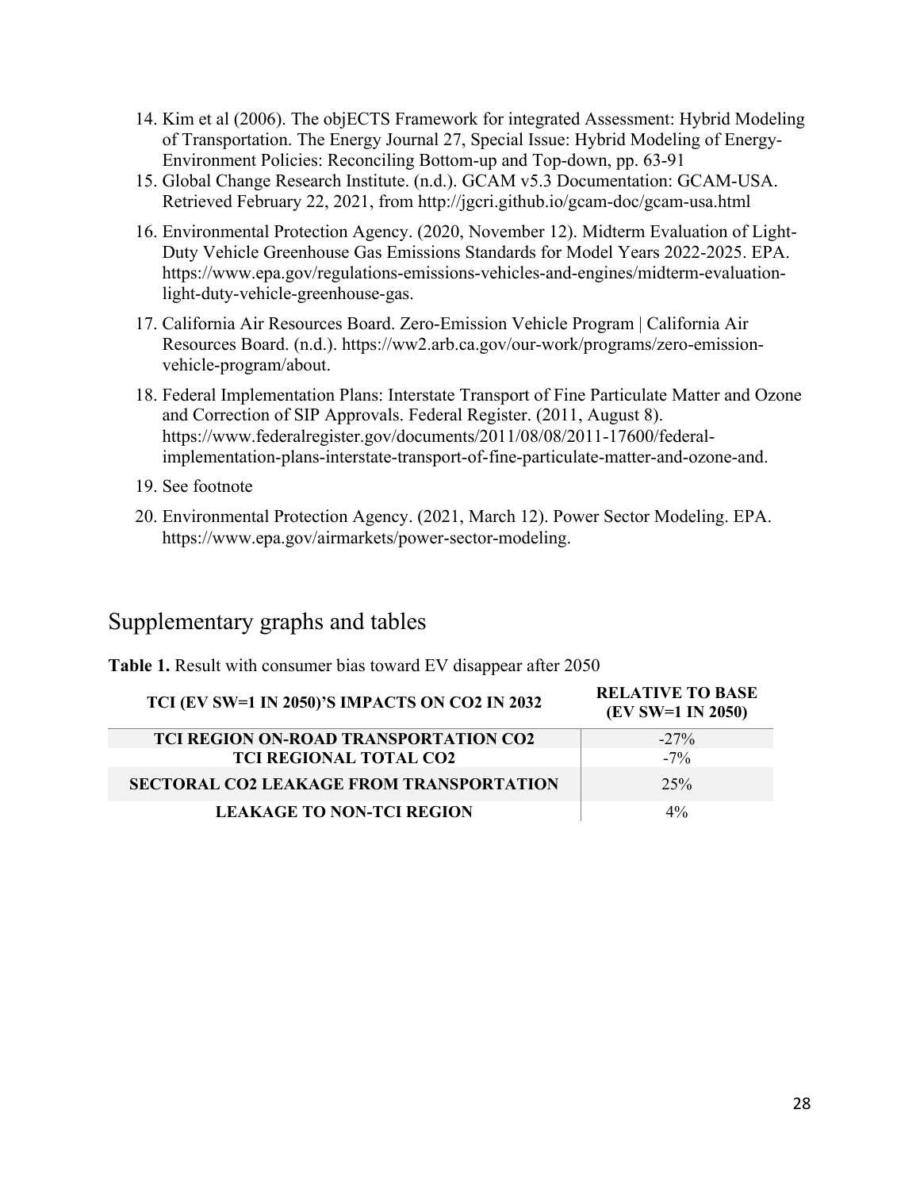14. Kim et al (2006). The objECTS Framework for integrated Assessment: Hybrid Modeling of Transportation. The Energy Journal 27, Special Issue: Hybrid Modeling of Energy-Environment Policies: Reconciling Bottom-up and Top-down, pp. 63-91
15. Global Change Research Institute. (n.d.). GCAM v5.3 Documentation: GCAM-USA. Retrieved February 22, 2021, from http://jgcri.github.io/gcam-doc/gcam-usa.html
16. Environmental Protection Agency. (2020, November 12). Midterm Evaluation of Light-Duty Vehicle Greenhouse Gas Emissions Standards for Model Years 2022-2025. EPA. https://www.epa.gov/regulations-emissions-vehicles-and-engines/midterm-evaluation-light-duty-vehicle-greenhouse-gas.
17. California Air Resources Board. Zero-Emission Vehicle Program | California Air Resources Board. (n.d.). https://ww2.arb.ca.gov/our-work/programs/zero-emission-vehicle-program/about.
18. Federal Implementation Plans: Interstate Transport of Fine Particulate Matter and Ozone and Correction of SIP Approvals. Federal Register. (2011, August 8). https://www.federalregister.gov/documents/2011/08/08/2011-17600/federal-implementation-plans-interstate-transport-of-fine-particulate-matter-and-ozone-and.
19. See footnote
20. Environmental Protection Agency. (2021, March 12). Power Sector Modeling. EPA. https://www.epa.gov/airmarkets/power-sector-modeling.

## Supplementary graphs and tables

**Table 1.** Result with consumer bias toward EV disappear after 2050

| TCI (EV SW=1 IN 2050)'S IMPACTS ON CO2 IN 2032 | RELATIVE TO BASE (EV SW=1 IN 2050) |
|---|---|
| **TCI REGION ON-ROAD TRANSPORTATION CO2** | -27% |
| **TCI REGIONAL TOTAL CO2** | -7% |
| **SECTORAL CO2 LEAKAGE FROM TRANSPORTATION** | 25% |
| **LEAKAGE TO NON-TCI REGION** | 4% |